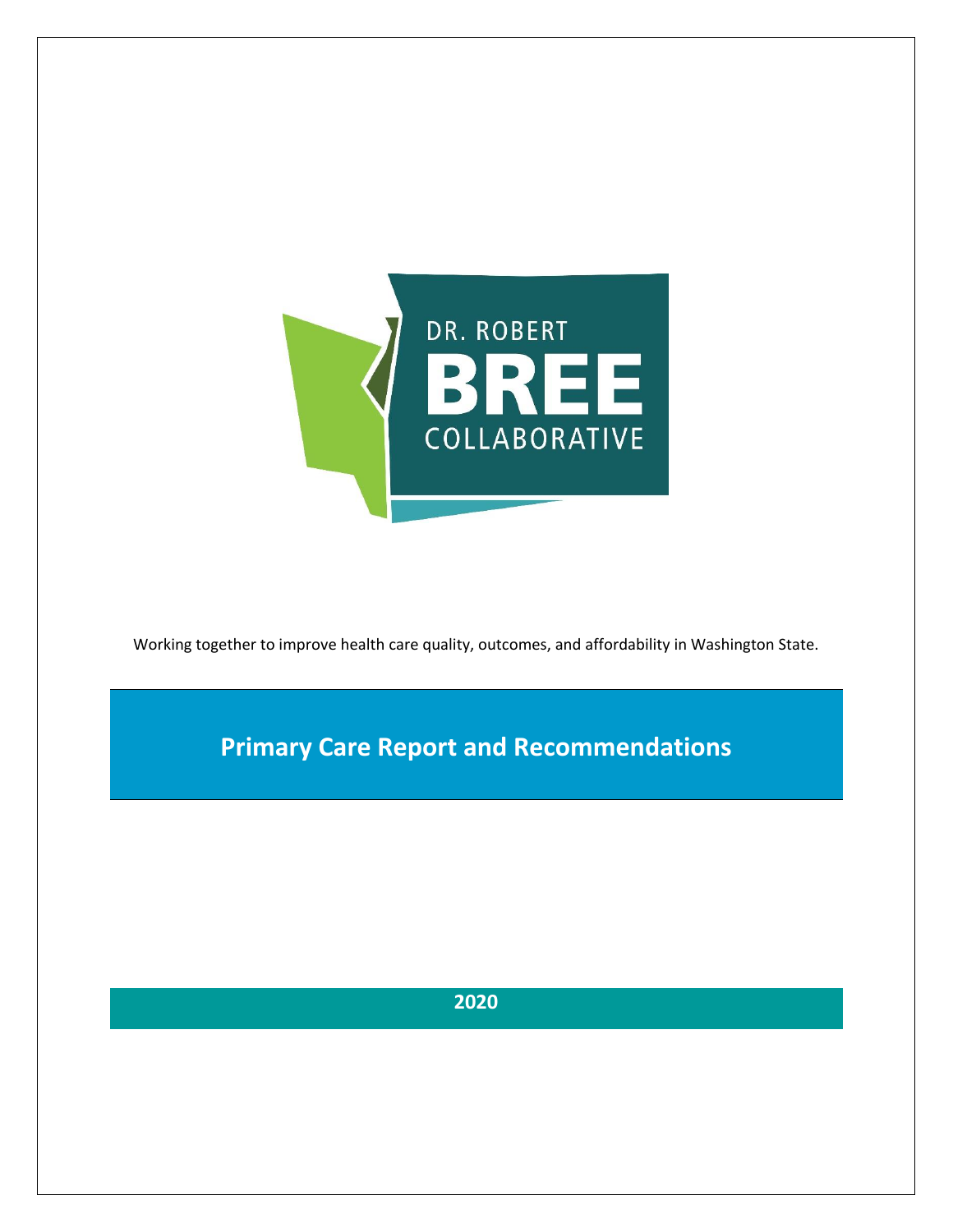DR. ROBERT **BREE** COLLABORATIVE

Working together to improve health care quality, outcomes, and affordability in Washington State.

# Primary Care Report and Recommendations

**2020**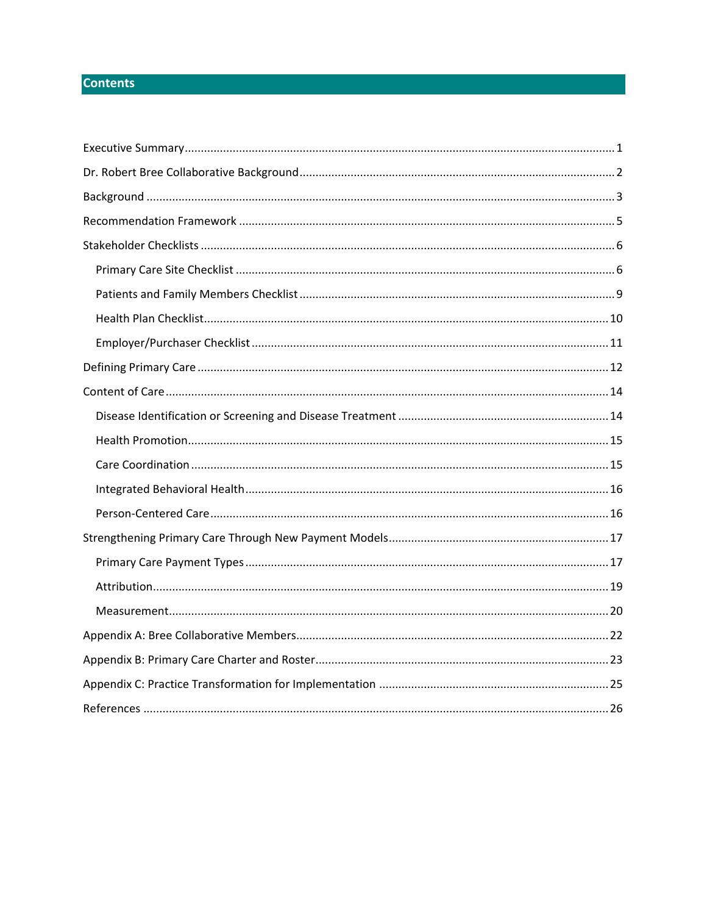# Contents

- Executive Summary ... 1
- Dr. Robert Bree Collaborative Background ... 2
- Background ... 3
- Recommendation Framework ... 5
- Stakeholder Checklists ... 6
  - Primary Care Site Checklist ... 6
  - Patients and Family Members Checklist ... 9
  - Health Plan Checklist ... 10
  - Employer/Purchaser Checklist ... 11
- Defining Primary Care ... 12
- Content of Care ... 14
  - Disease Identification or Screening and Disease Treatment ... 14
  - Health Promotion ... 15
  - Care Coordination ... 15
  - Integrated Behavioral Health ... 16
  - Person-Centered Care ... 16
- Strengthening Primary Care Through New Payment Models ... 17
  - Primary Care Payment Types ... 17
  - Attribution ... 19
  - Measurement ... 20
- Appendix A: Bree Collaborative Members ... 22
- Appendix B: Primary Care Charter and Roster ... 23
- Appendix C: Practice Transformation for Implementation ... 25
- References ... 26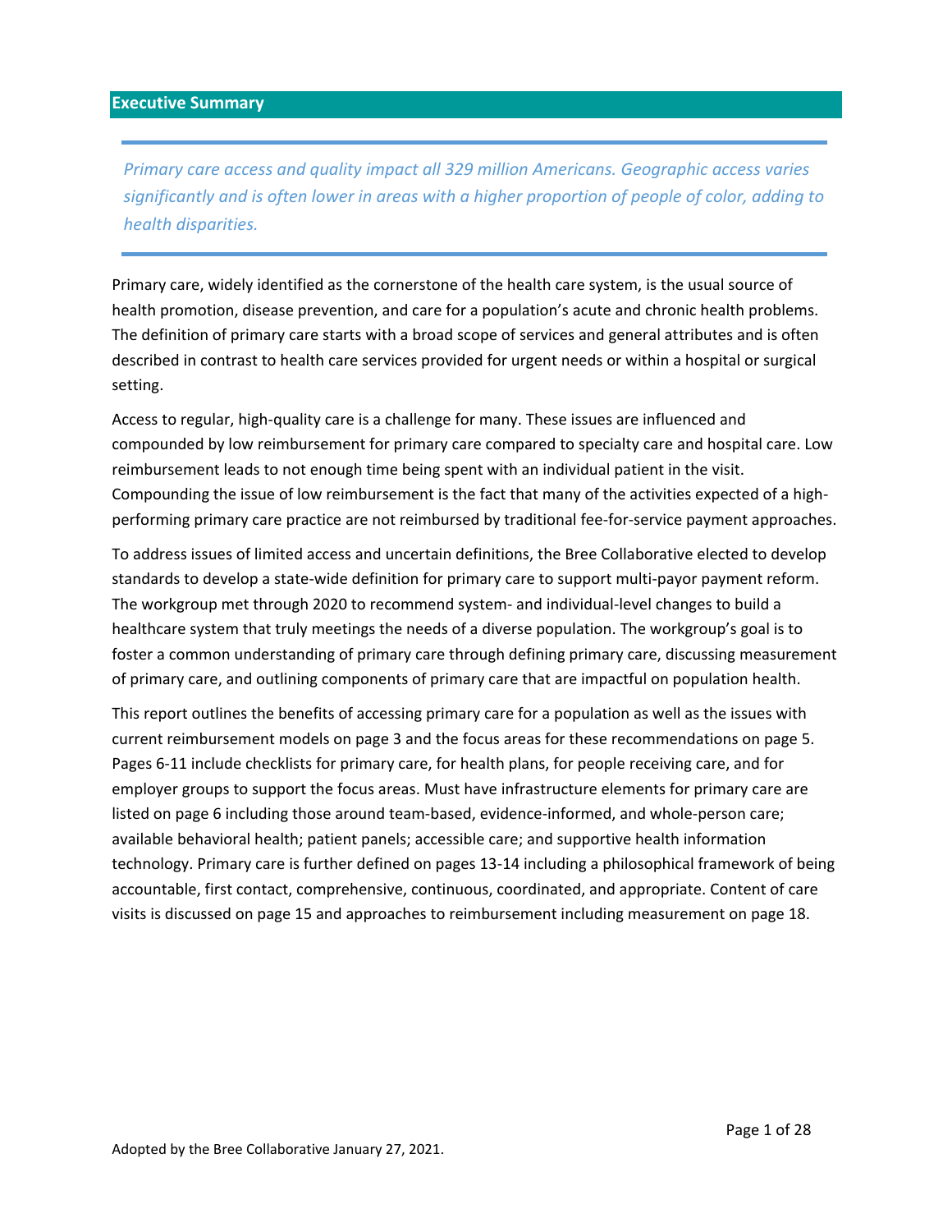## Executive Summary

*Primary care access and quality impact all 329 million Americans. Geographic access varies significantly and is often lower in areas with a higher proportion of people of color, adding to health disparities.*

Primary care, widely identified as the cornerstone of the health care system, is the usual source of health promotion, disease prevention, and care for a population's acute and chronic health problems. The definition of primary care starts with a broad scope of services and general attributes and is often described in contrast to health care services provided for urgent needs or within a hospital or surgical setting.

Access to regular, high-quality care is a challenge for many. These issues are influenced and compounded by low reimbursement for primary care compared to specialty care and hospital care. Low reimbursement leads to not enough time being spent with an individual patient in the visit. Compounding the issue of low reimbursement is the fact that many of the activities expected of a high-performing primary care practice are not reimbursed by traditional fee-for-service payment approaches.

To address issues of limited access and uncertain definitions, the Bree Collaborative elected to develop standards to develop a state-wide definition for primary care to support multi-payor payment reform. The workgroup met through 2020 to recommend system- and individual-level changes to build a healthcare system that truly meetings the needs of a diverse population. The workgroup's goal is to foster a common understanding of primary care through defining primary care, discussing measurement of primary care, and outlining components of primary care that are impactful on population health.

This report outlines the benefits of accessing primary care for a population as well as the issues with current reimbursement models on page 3 and the focus areas for these recommendations on page 5. Pages 6-11 include checklists for primary care, for health plans, for people receiving care, and for employer groups to support the focus areas. Must have infrastructure elements for primary care are listed on page 6 including those around team-based, evidence-informed, and whole-person care; available behavioral health; patient panels; accessible care; and supportive health information technology. Primary care is further defined on pages 13-14 including a philosophical framework of being accountable, first contact, comprehensive, continuous, coordinated, and appropriate. Content of care visits is discussed on page 15 and approaches to reimbursement including measurement on page 18.

Adopted by the Bree Collaborative January 27, 2021.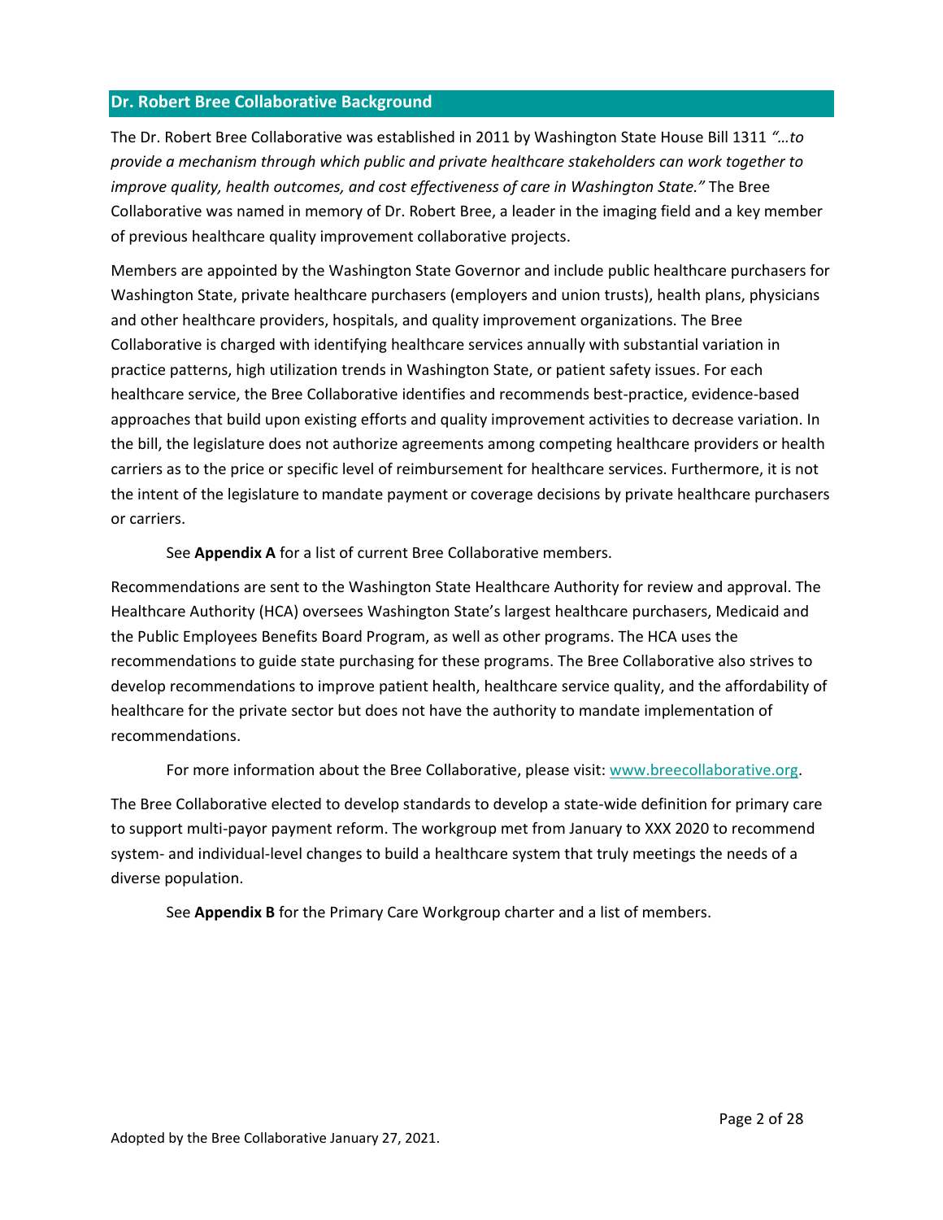## Dr. Robert Bree Collaborative Background

The Dr. Robert Bree Collaborative was established in 2011 by Washington State House Bill 1311 *"…to provide a mechanism through which public and private healthcare stakeholders can work together to improve quality, health outcomes, and cost effectiveness of care in Washington State."* The Bree Collaborative was named in memory of Dr. Robert Bree, a leader in the imaging field and a key member of previous healthcare quality improvement collaborative projects.

Members are appointed by the Washington State Governor and include public healthcare purchasers for Washington State, private healthcare purchasers (employers and union trusts), health plans, physicians and other healthcare providers, hospitals, and quality improvement organizations. The Bree Collaborative is charged with identifying healthcare services annually with substantial variation in practice patterns, high utilization trends in Washington State, or patient safety issues. For each healthcare service, the Bree Collaborative identifies and recommends best-practice, evidence-based approaches that build upon existing efforts and quality improvement activities to decrease variation. In the bill, the legislature does not authorize agreements among competing healthcare providers or health carriers as to the price or specific level of reimbursement for healthcare services. Furthermore, it is not the intent of the legislature to mandate payment or coverage decisions by private healthcare purchasers or carriers.

See **Appendix A** for a list of current Bree Collaborative members.

Recommendations are sent to the Washington State Healthcare Authority for review and approval. The Healthcare Authority (HCA) oversees Washington State's largest healthcare purchasers, Medicaid and the Public Employees Benefits Board Program, as well as other programs. The HCA uses the recommendations to guide state purchasing for these programs. The Bree Collaborative also strives to develop recommendations to improve patient health, healthcare service quality, and the affordability of healthcare for the private sector but does not have the authority to mandate implementation of recommendations.

For more information about the Bree Collaborative, please visit: [www.breecollaborative.org](www.breecollaborative.org).

The Bree Collaborative elected to develop standards to develop a state-wide definition for primary care to support multi-payor payment reform. The workgroup met from January to XXX 2020 to recommend system- and individual-level changes to build a healthcare system that truly meetings the needs of a diverse population.

See **Appendix B** for the Primary Care Workgroup charter and a list of members.

Adopted by the Bree Collaborative January 27, 2021.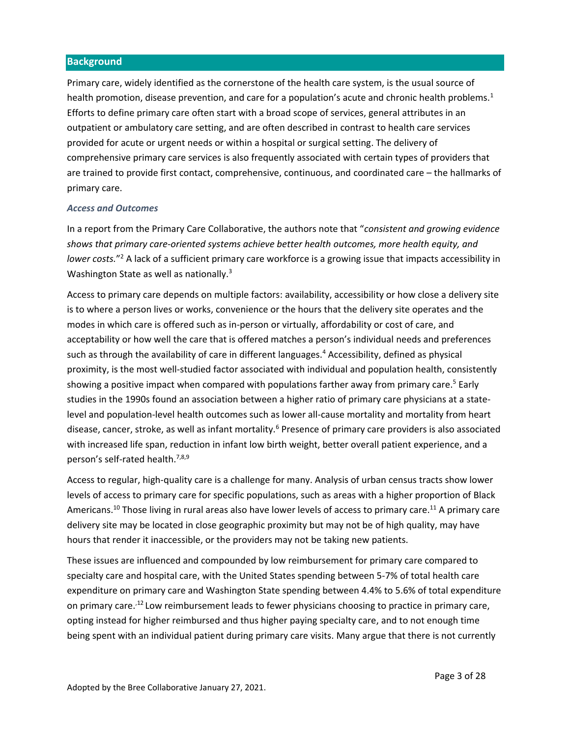## Background

Primary care, widely identified as the cornerstone of the health care system, is the usual source of health promotion, disease prevention, and care for a population's acute and chronic health problems.[1] Efforts to define primary care often start with a broad scope of services, general attributes in an outpatient or ambulatory care setting, and are often described in contrast to health care services provided for acute or urgent needs or within a hospital or surgical setting. The delivery of comprehensive primary care services is also frequently associated with certain types of providers that are trained to provide first contact, comprehensive, continuous, and coordinated care – the hallmarks of primary care.

### *Access and Outcomes*

In a report from the Primary Care Collaborative, the authors note that "*consistent and growing evidence shows that primary care-oriented systems achieve better health outcomes, more health equity, and lower costs.*"[2] A lack of a sufficient primary care workforce is a growing issue that impacts accessibility in Washington State as well as nationally.[3]

Access to primary care depends on multiple factors: availability, accessibility or how close a delivery site is to where a person lives or works, convenience or the hours that the delivery site operates and the modes in which care is offered such as in-person or virtually, affordability or cost of care, and acceptability or how well the care that is offered matches a person's individual needs and preferences such as through the availability of care in different languages.[4] Accessibility, defined as physical proximity, is the most well-studied factor associated with individual and population health, consistently showing a positive impact when compared with populations farther away from primary care.[5] Early studies in the 1990s found an association between a higher ratio of primary care physicians at a state-level and population-level health outcomes such as lower all-cause mortality and mortality from heart disease, cancer, stroke, as well as infant mortality.[6] Presence of primary care providers is also associated with increased life span, reduction in infant low birth weight, better overall patient experience, and a person's self-rated health.[7,8,9]

Access to regular, high-quality care is a challenge for many. Analysis of urban census tracts show lower levels of access to primary care for specific populations, such as areas with a higher proportion of Black Americans.[10] Those living in rural areas also have lower levels of access to primary care.[11] A primary care delivery site may be located in close geographic proximity but may not be of high quality, may have hours that render it inaccessible, or the providers may not be taking new patients.

These issues are influenced and compounded by low reimbursement for primary care compared to specialty care and hospital care, with the United States spending between 5-7% of total health care expenditure on primary care and Washington State spending between 4.4% to 5.6% of total expenditure on primary care.[12] Low reimbursement leads to fewer physicians choosing to practice in primary care, opting instead for higher reimbursed and thus higher paying specialty care, and to not enough time being spent with an individual patient during primary care visits. Many argue that there is not currently

Adopted by the Bree Collaborative January 27, 2021.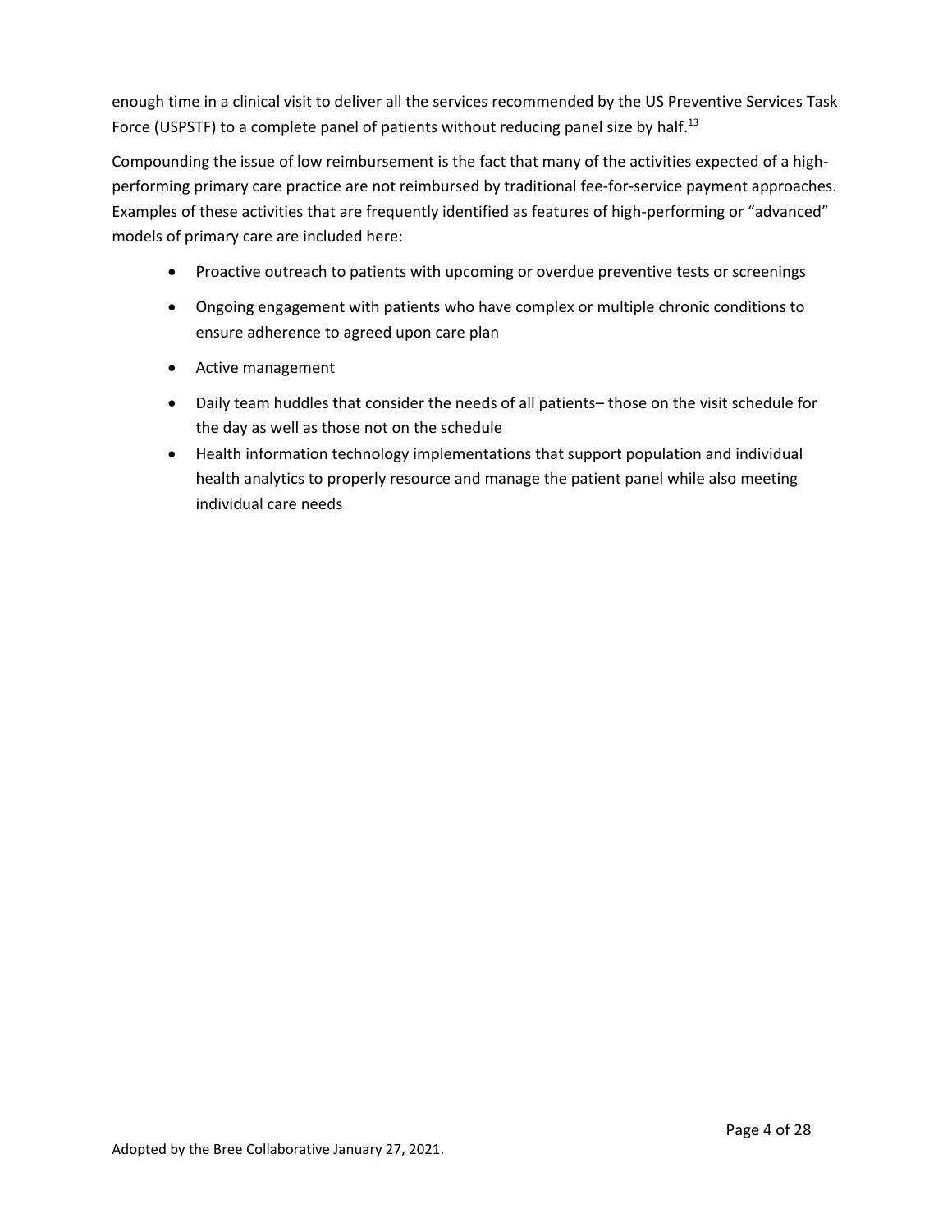enough time in a clinical visit to deliver all the services recommended by the US Preventive Services Task Force (USPSTF) to a complete panel of patients without reducing panel size by half.[13]

Compounding the issue of low reimbursement is the fact that many of the activities expected of a high-performing primary care practice are not reimbursed by traditional fee-for-service payment approaches. Examples of these activities that are frequently identified as features of high-performing or "advanced" models of primary care are included here:

- Proactive outreach to patients with upcoming or overdue preventive tests or screenings
- Ongoing engagement with patients who have complex or multiple chronic conditions to ensure adherence to agreed upon care plan
- Active management
- Daily team huddles that consider the needs of all patients– those on the visit schedule for the day as well as those not on the schedule
- Health information technology implementations that support population and individual health analytics to properly resource and manage the patient panel while also meeting individual care needs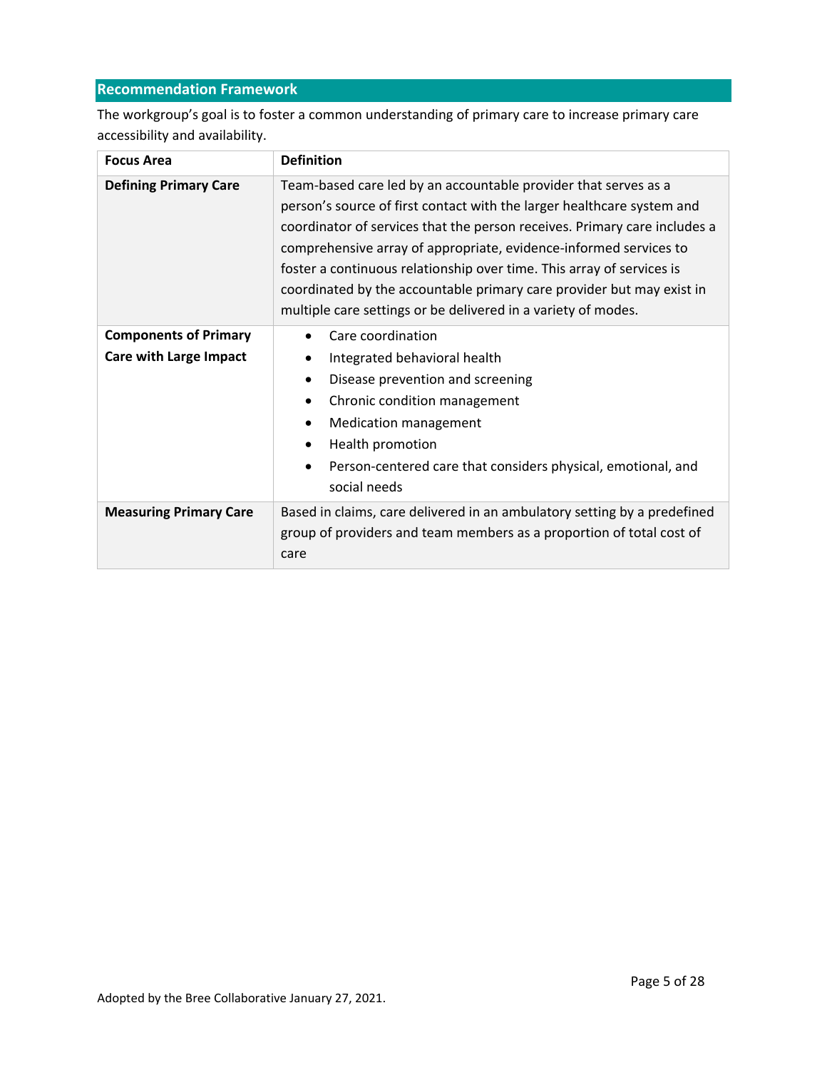## Recommendation Framework

The workgroup's goal is to foster a common understanding of primary care to increase primary care accessibility and availability.

| Focus Area | Definition |
|---|---|
| **Defining Primary Care** | Team-based care led by an accountable provider that serves as a person's source of first contact with the larger healthcare system and coordinator of services that the person receives. Primary care includes a comprehensive array of appropriate, evidence-informed services to foster a continuous relationship over time. This array of services is coordinated by the accountable primary care provider but may exist in multiple care settings or be delivered in a variety of modes. |
| **Components of Primary Care with Large Impact** | • Care coordination<br>• Integrated behavioral health<br>• Disease prevention and screening<br>• Chronic condition management<br>• Medication management<br>• Health promotion<br>• Person-centered care that considers physical, emotional, and social needs |
| **Measuring Primary Care** | Based in claims, care delivered in an ambulatory setting by a predefined group of providers and team members as a proportion of total cost of care |

Adopted by the Bree Collaborative January 27, 2021.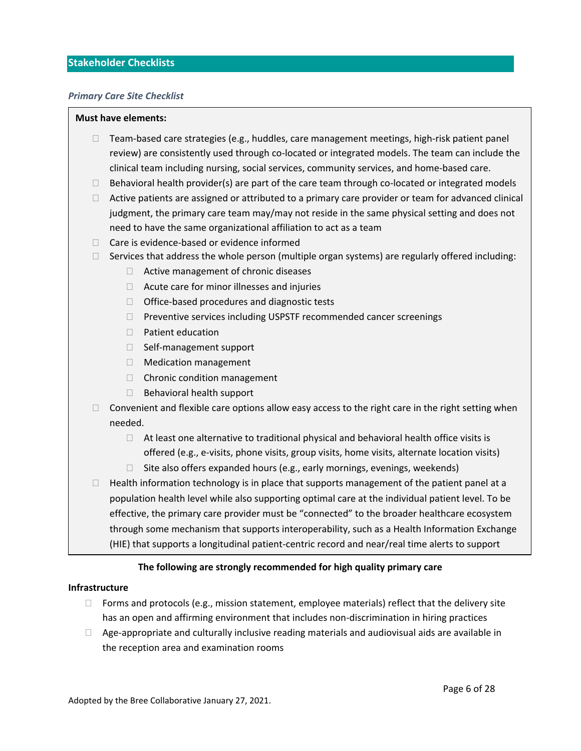## Stakeholder Checklists

### *Primary Care Site Checklist*

**Must have elements:**

- Team-based care strategies (e.g., huddles, care management meetings, high-risk patient panel review) are consistently used through co-located or integrated models. The team can include the clinical team including nursing, social services, community services, and home-based care.
- Behavioral health provider(s) are part of the care team through co-located or integrated models
- Active patients are assigned or attributed to a primary care provider or team for advanced clinical judgment, the primary care team may/may not reside in the same physical setting and does not need to have the same organizational affiliation to act as a team
- Care is evidence-based or evidence informed
- Services that address the whole person (multiple organ systems) are regularly offered including:
    - Active management of chronic diseases
    - Acute care for minor illnesses and injuries
    - Office-based procedures and diagnostic tests
    - Preventive services including USPSTF recommended cancer screenings
    - Patient education
    - Self-management support
    - Medication management
    - Chronic condition management
    - Behavioral health support
- Convenient and flexible care options allow easy access to the right care in the right setting when needed.
    - At least one alternative to traditional physical and behavioral health office visits is offered (e.g., e-visits, phone visits, group visits, home visits, alternate location visits)
    - Site also offers expanded hours (e.g., early mornings, evenings, weekends)
- Health information technology is in place that supports management of the patient panel at a population health level while also supporting optimal care at the individual patient level. To be effective, the primary care provider must be "connected" to the broader healthcare ecosystem through some mechanism that supports interoperability, such as a Health Information Exchange (HIE) that supports a longitudinal patient-centric record and near/real time alerts to support

**The following are strongly recommended for high quality primary care**

**Infrastructure**

- Forms and protocols (e.g., mission statement, employee materials) reflect that the delivery site has an open and affirming environment that includes non-discrimination in hiring practices
- Age-appropriate and culturally inclusive reading materials and audiovisual aids are available in the reception area and examination rooms

Adopted by the Bree Collaborative January 27, 2021.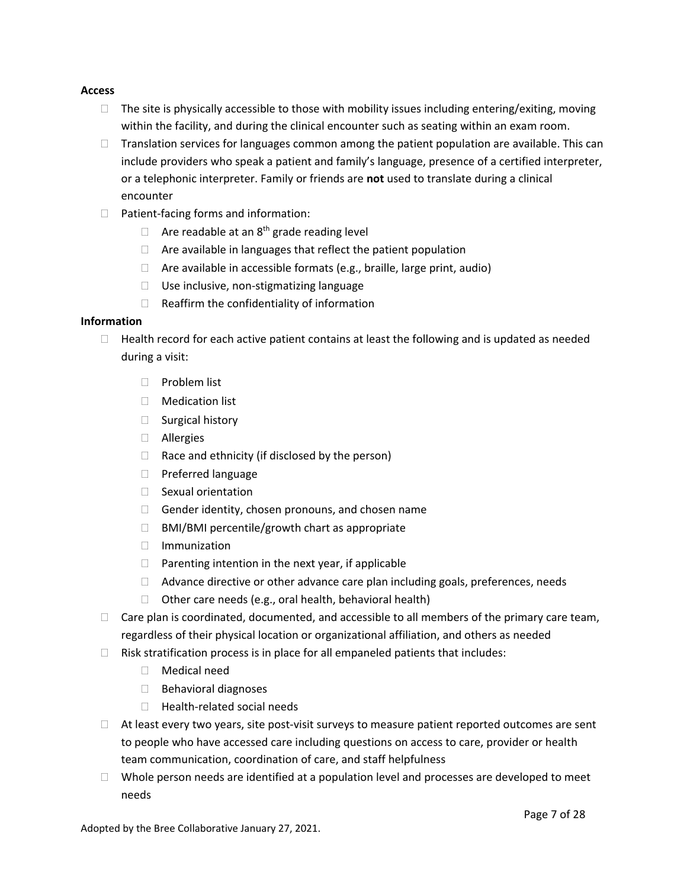**Access**

- The site is physically accessible to those with mobility issues including entering/exiting, moving within the facility, and during the clinical encounter such as seating within an exam room.
- Translation services for languages common among the patient population are available. This can include providers who speak a patient and family's language, presence of a certified interpreter, or a telephonic interpreter. Family or friends are **not** used to translate during a clinical encounter
- Patient-facing forms and information:
  - Are readable at an 8th grade reading level
  - Are available in languages that reflect the patient population
  - Are available in accessible formats (e.g., braille, large print, audio)
  - Use inclusive, non-stigmatizing language
  - Reaffirm the confidentiality of information

**Information**

- Health record for each active patient contains at least the following and is updated as needed during a visit:
  - Problem list
  - Medication list
  - Surgical history
  - Allergies
  - Race and ethnicity (if disclosed by the person)
  - Preferred language
  - Sexual orientation
  - Gender identity, chosen pronouns, and chosen name
  - BMI/BMI percentile/growth chart as appropriate
  - Immunization
  - Parenting intention in the next year, if applicable
  - Advance directive or other advance care plan including goals, preferences, needs
  - Other care needs (e.g., oral health, behavioral health)
- Care plan is coordinated, documented, and accessible to all members of the primary care team, regardless of their physical location or organizational affiliation, and others as needed
- Risk stratification process is in place for all empaneled patients that includes:
  - Medical need
  - Behavioral diagnoses
  - Health-related social needs
- At least every two years, site post-visit surveys to measure patient reported outcomes are sent to people who have accessed care including questions on access to care, provider or health team communication, coordination of care, and staff helpfulness
- Whole person needs are identified at a population level and processes are developed to meet needs

Adopted by the Bree Collaborative January 27, 2021.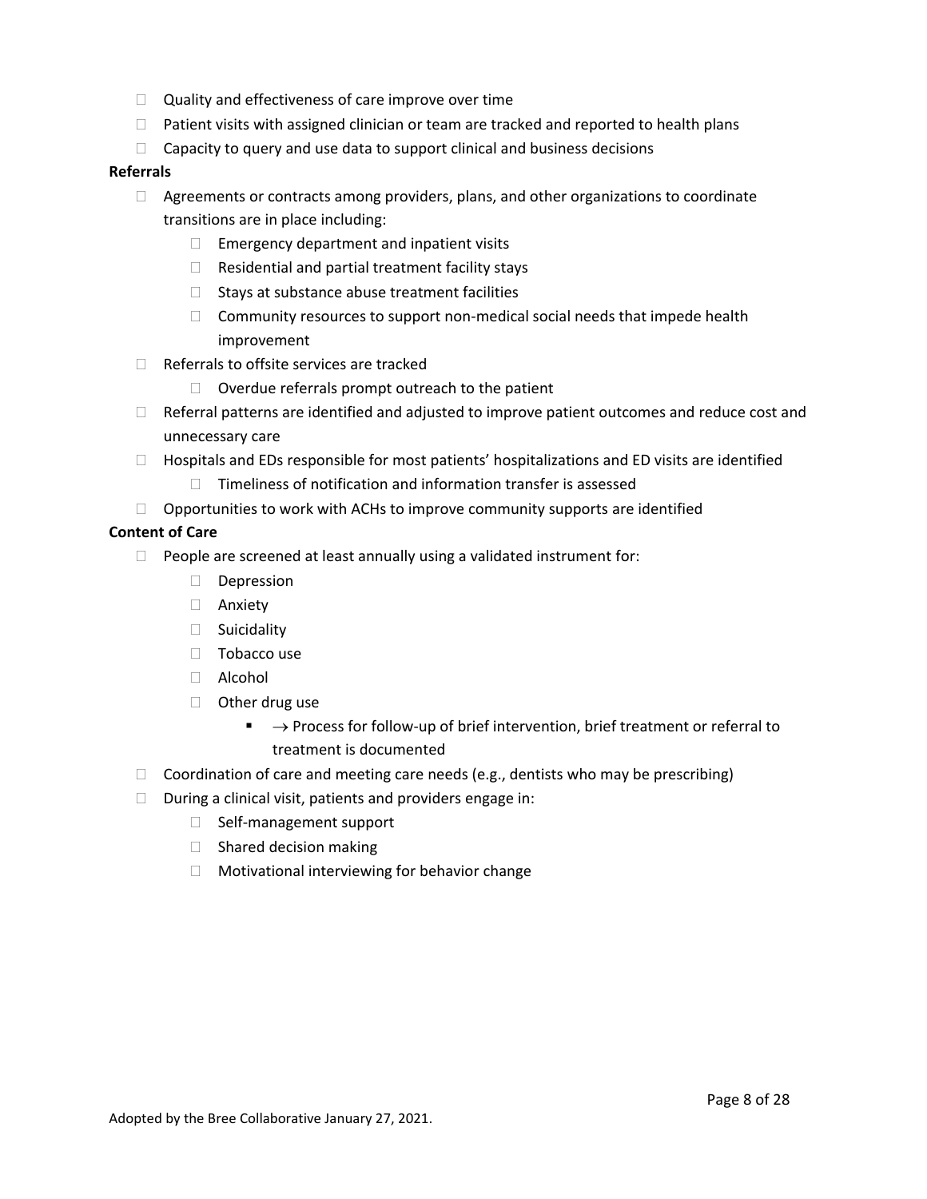- Quality and effectiveness of care improve over time
- Patient visits with assigned clinician or team are tracked and reported to health plans
- Capacity to query and use data to support clinical and business decisions

**Referrals**

- Agreements or contracts among providers, plans, and other organizations to coordinate transitions are in place including:
  - Emergency department and inpatient visits
  - Residential and partial treatment facility stays
  - Stays at substance abuse treatment facilities
  - Community resources to support non-medical social needs that impede health improvement
- Referrals to offsite services are tracked
  - Overdue referrals prompt outreach to the patient
- Referral patterns are identified and adjusted to improve patient outcomes and reduce cost and unnecessary care
- Hospitals and EDs responsible for most patients' hospitalizations and ED visits are identified
  - Timeliness of notification and information transfer is assessed
- Opportunities to work with ACHs to improve community supports are identified

**Content of Care**

- People are screened at least annually using a validated instrument for:
  - Depression
  - Anxiety
  - Suicidality
  - Tobacco use
  - Alcohol
  - Other drug use
    - → Process for follow-up of brief intervention, brief treatment or referral to treatment is documented
- Coordination of care and meeting care needs (e.g., dentists who may be prescribing)
- During a clinical visit, patients and providers engage in:
  - Self-management support
  - Shared decision making
  - Motivational interviewing for behavior change

Adopted by the Bree Collaborative January 27, 2021.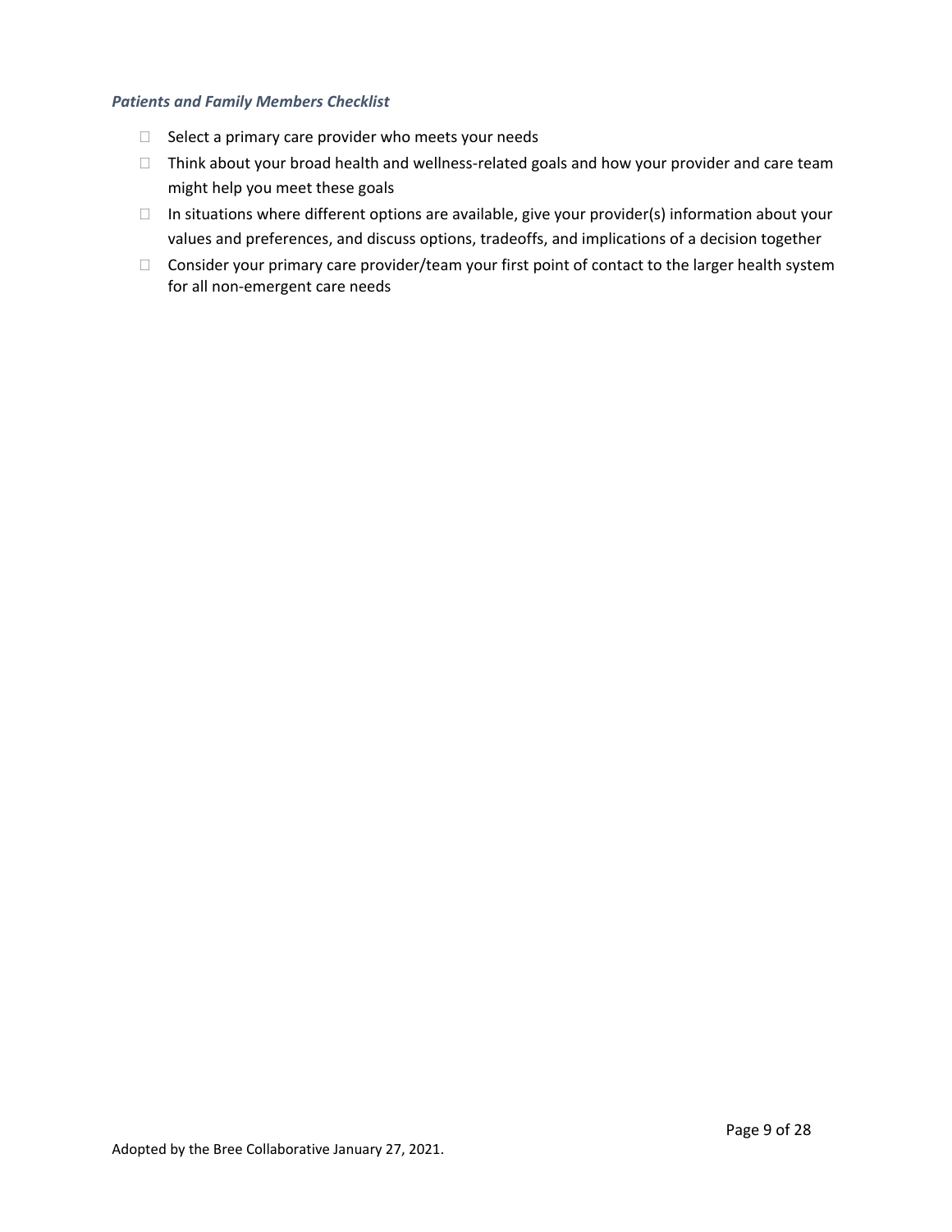*Patients and Family Members Checklist*

- ☐ Select a primary care provider who meets your needs
- ☐ Think about your broad health and wellness-related goals and how your provider and care team might help you meet these goals
- ☐ In situations where different options are available, give your provider(s) information about your values and preferences, and discuss options, tradeoffs, and implications of a decision together
- ☐ Consider your primary care provider/team your first point of contact to the larger health system for all non-emergent care needs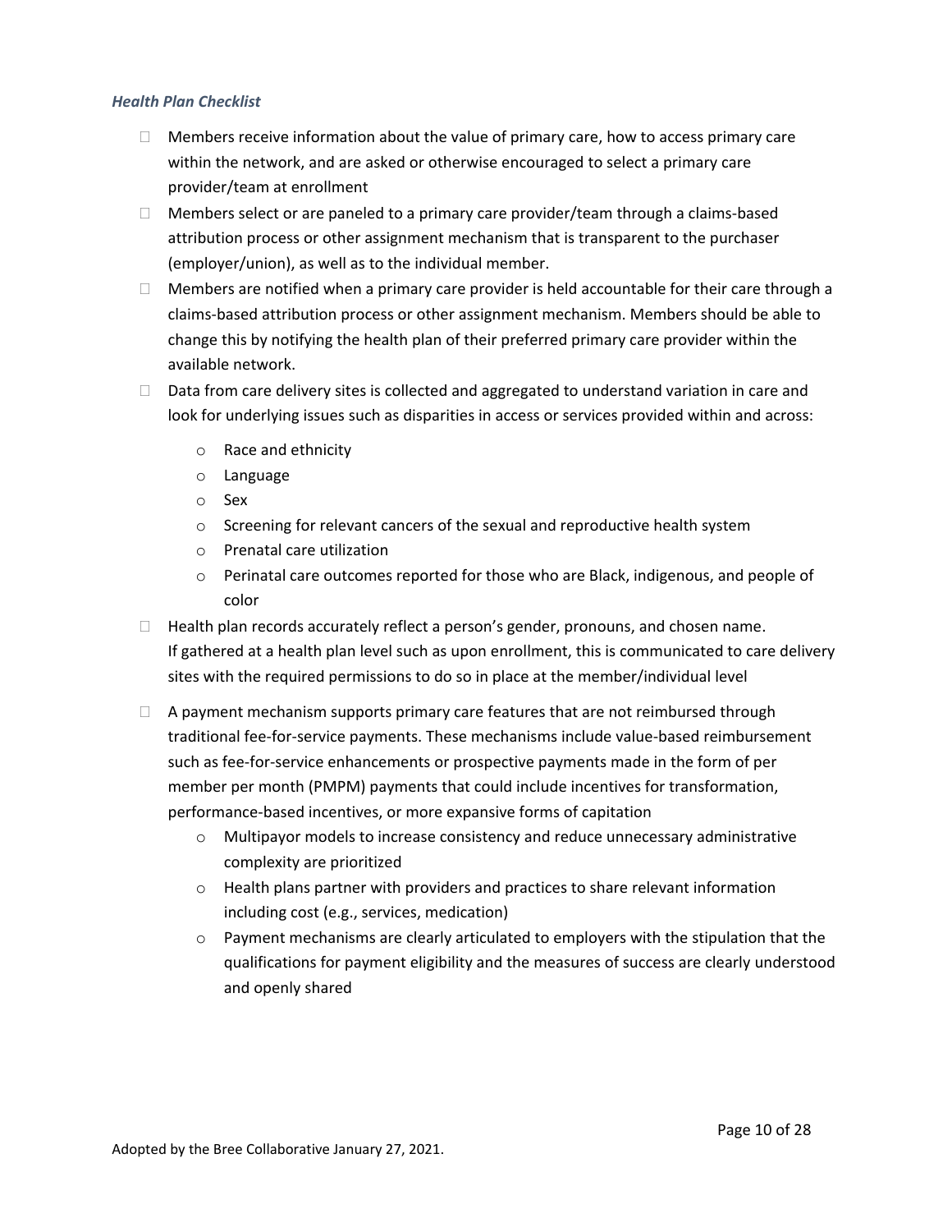***Health Plan Checklist***

- Members receive information about the value of primary care, how to access primary care within the network, and are asked or otherwise encouraged to select a primary care provider/team at enrollment
- Members select or are paneled to a primary care provider/team through a claims-based attribution process or other assignment mechanism that is transparent to the purchaser (employer/union), as well as to the individual member.
- Members are notified when a primary care provider is held accountable for their care through a claims-based attribution process or other assignment mechanism. Members should be able to change this by notifying the health plan of their preferred primary care provider within the available network.
- Data from care delivery sites is collected and aggregated to understand variation in care and look for underlying issues such as disparities in access or services provided within and across:
    - Race and ethnicity
    - Language
    - Sex
    - Screening for relevant cancers of the sexual and reproductive health system
    - Prenatal care utilization
    - Perinatal care outcomes reported for those who are Black, indigenous, and people of color
- Health plan records accurately reflect a person's gender, pronouns, and chosen name. If gathered at a health plan level such as upon enrollment, this is communicated to care delivery sites with the required permissions to do so in place at the member/individual level
- A payment mechanism supports primary care features that are not reimbursed through traditional fee-for-service payments. These mechanisms include value-based reimbursement such as fee-for-service enhancements or prospective payments made in the form of per member per month (PMPM) payments that could include incentives for transformation, performance-based incentives, or more expansive forms of capitation
    - Multipayor models to increase consistency and reduce unnecessary administrative complexity are prioritized
    - Health plans partner with providers and practices to share relevant information including cost (e.g., services, medication)
    - Payment mechanisms are clearly articulated to employers with the stipulation that the qualifications for payment eligibility and the measures of success are clearly understood and openly shared

Adopted by the Bree Collaborative January 27, 2021.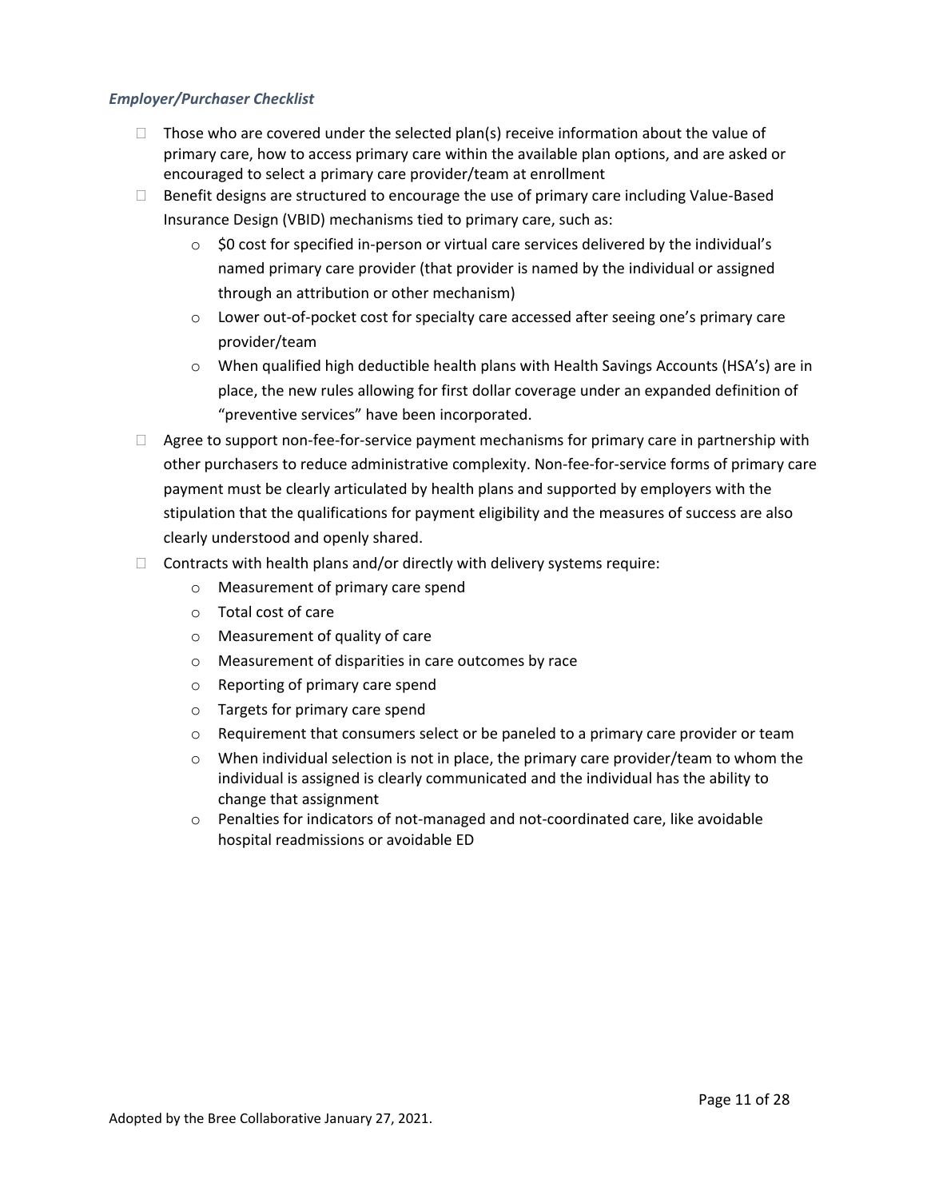*Employer/Purchaser Checklist*

- Those who are covered under the selected plan(s) receive information about the value of primary care, how to access primary care within the available plan options, and are asked or encouraged to select a primary care provider/team at enrollment
- Benefit designs are structured to encourage the use of primary care including Value-Based Insurance Design (VBID) mechanisms tied to primary care, such as:
  - $0 cost for specified in-person or virtual care services delivered by the individual's named primary care provider (that provider is named by the individual or assigned through an attribution or other mechanism)
  - Lower out-of-pocket cost for specialty care accessed after seeing one's primary care provider/team
  - When qualified high deductible health plans with Health Savings Accounts (HSA's) are in place, the new rules allowing for first dollar coverage under an expanded definition of "preventive services" have been incorporated.
- Agree to support non-fee-for-service payment mechanisms for primary care in partnership with other purchasers to reduce administrative complexity. Non-fee-for-service forms of primary care payment must be clearly articulated by health plans and supported by employers with the stipulation that the qualifications for payment eligibility and the measures of success are also clearly understood and openly shared.
- Contracts with health plans and/or directly with delivery systems require:
  - Measurement of primary care spend
  - Total cost of care
  - Measurement of quality of care
  - Measurement of disparities in care outcomes by race
  - Reporting of primary care spend
  - Targets for primary care spend
  - Requirement that consumers select or be paneled to a primary care provider or team
  - When individual selection is not in place, the primary care provider/team to whom the individual is assigned is clearly communicated and the individual has the ability to change that assignment
  - Penalties for indicators of not-managed and not-coordinated care, like avoidable hospital readmissions or avoidable ED

Adopted by the Bree Collaborative January 27, 2021.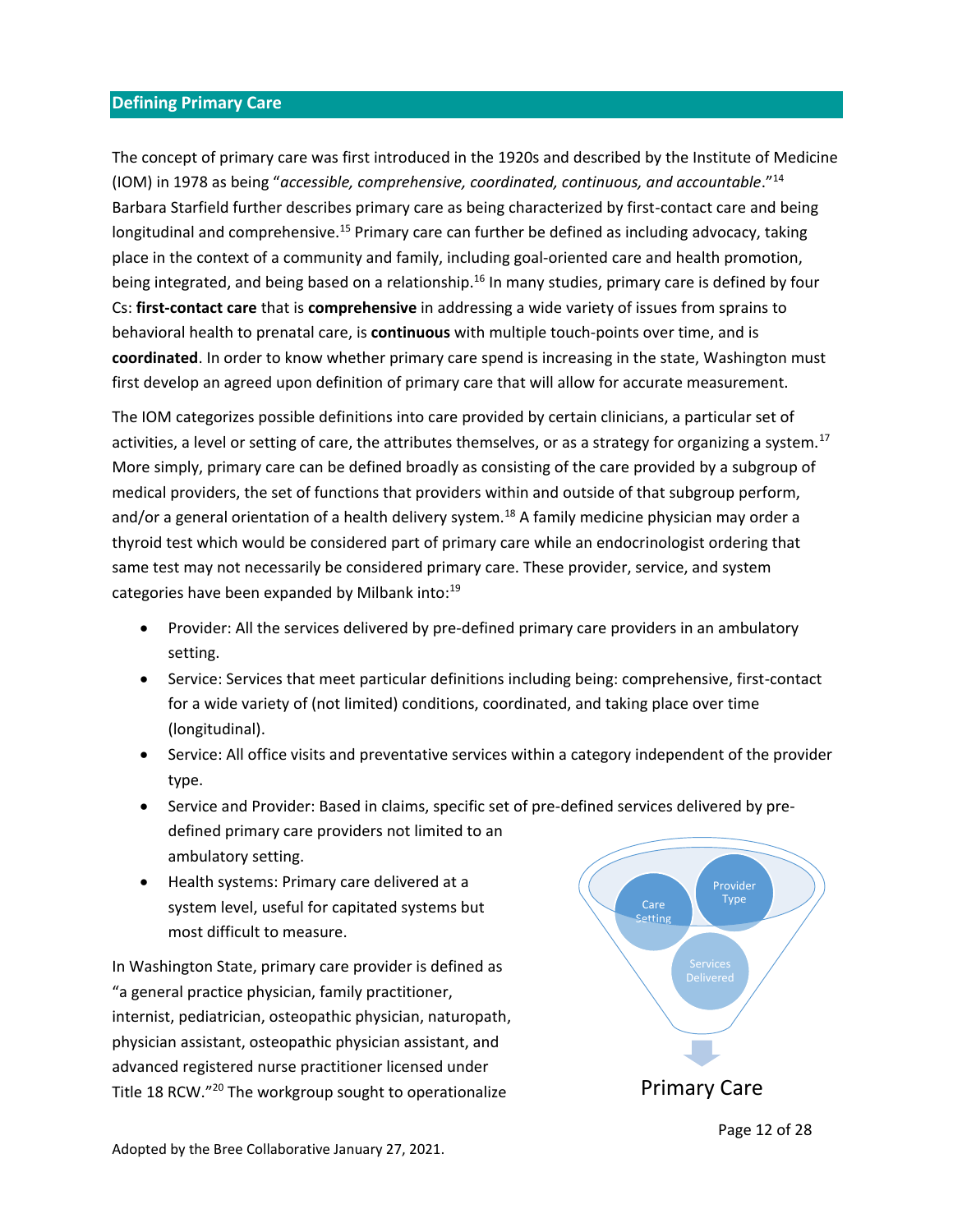## Defining Primary Care

The concept of primary care was first introduced in the 1920s and described by the Institute of Medicine (IOM) in 1978 as being "*accessible, comprehensive, coordinated, continuous, and accountable*."[14] Barbara Starfield further describes primary care as being characterized by first-contact care and being longitudinal and comprehensive.[15] Primary care can further be defined as including advocacy, taking place in the context of a community and family, including goal-oriented care and health promotion, being integrated, and being based on a relationship.[16] In many studies, primary care is defined by four Cs: **first-contact care** that is **comprehensive** in addressing a wide variety of issues from sprains to behavioral health to prenatal care, is **continuous** with multiple touch-points over time, and is **coordinated**. In order to know whether primary care spend is increasing in the state, Washington must first develop an agreed upon definition of primary care that will allow for accurate measurement.

The IOM categorizes possible definitions into care provided by certain clinicians, a particular set of activities, a level or setting of care, the attributes themselves, or as a strategy for organizing a system.[17] More simply, primary care can be defined broadly as consisting of the care provided by a subgroup of medical providers, the set of functions that providers within and outside of that subgroup perform, and/or a general orientation of a health delivery system.[18] A family medicine physician may order a thyroid test which would be considered part of primary care while an endocrinologist ordering that same test may not necessarily be considered primary care. These provider, service, and system categories have been expanded by Milbank into:[19]

- Provider: All the services delivered by pre-defined primary care providers in an ambulatory setting.
- Service: Services that meet particular definitions including being: comprehensive, first-contact for a wide variety of (not limited) conditions, coordinated, and taking place over time (longitudinal).
- Service: All office visits and preventative services within a category independent of the provider type.
- Service and Provider: Based in claims, specific set of pre-defined services delivered by pre-defined primary care providers not limited to an ambulatory setting.
- Health systems: Primary care delivered at a system level, useful for capitated systems but most difficult to measure.

Care Setting | Provider Type | Services Delivered → Primary Care

In Washington State, primary care provider is defined as "a general practice physician, family practitioner, internist, pediatrician, osteopathic physician, naturopath, physician assistant, osteopathic physician assistant, and advanced registered nurse practitioner licensed under Title 18 RCW."[20] The workgroup sought to operationalize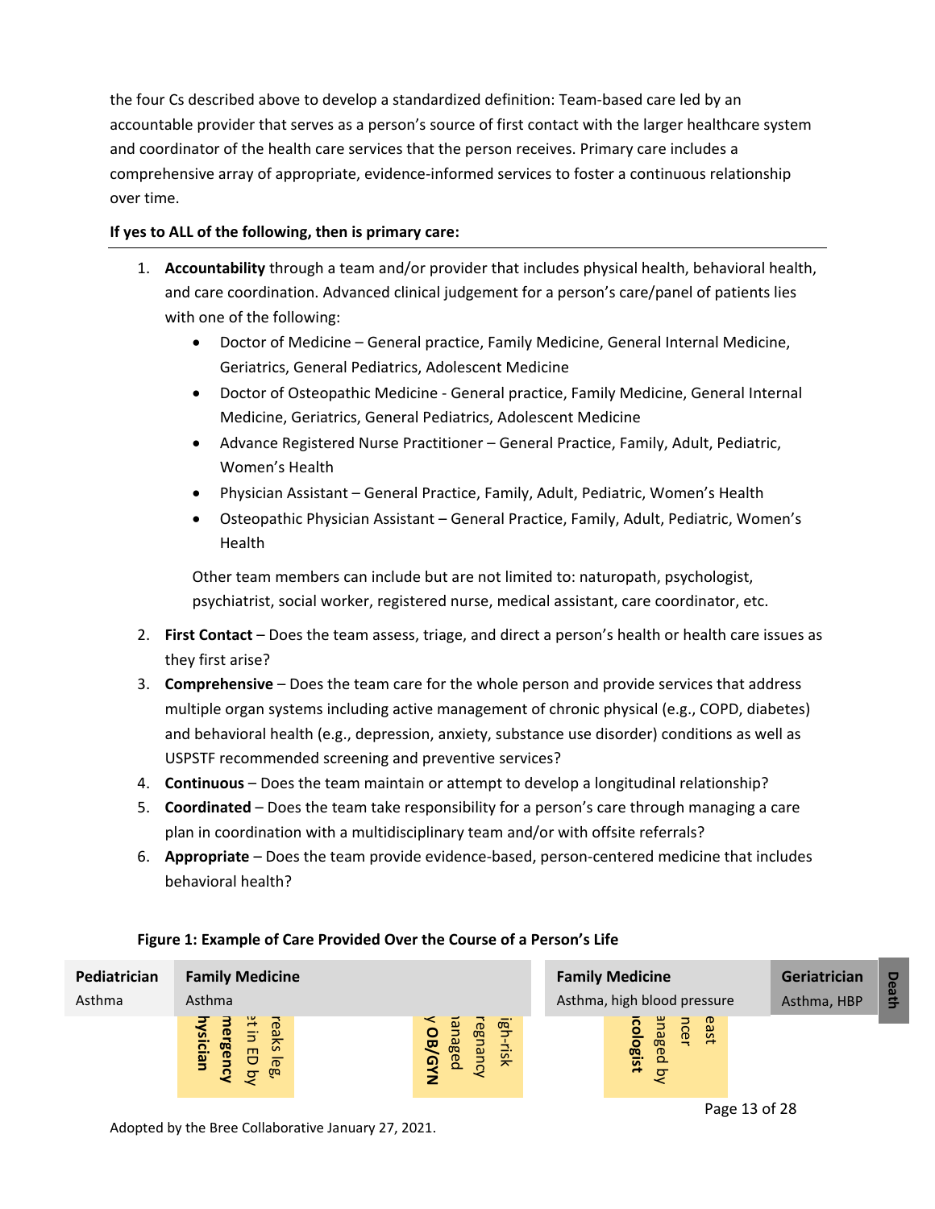the four Cs described above to develop a standardized definition: Team-based care led by an accountable provider that serves as a person's source of first contact with the larger healthcare system and coordinator of the health care services that the person receives. Primary care includes a comprehensive array of appropriate, evidence-informed services to foster a continuous relationship over time.

**If yes to ALL of the following, then is primary care:**

1. **Accountability** through a team and/or provider that includes physical health, behavioral health, and care coordination. Advanced clinical judgement for a person's care/panel of patients lies with one of the following:
   - Doctor of Medicine – General practice, Family Medicine, General Internal Medicine, Geriatrics, General Pediatrics, Adolescent Medicine
   - Doctor of Osteopathic Medicine - General practice, Family Medicine, General Internal Medicine, Geriatrics, General Pediatrics, Adolescent Medicine
   - Advance Registered Nurse Practitioner – General Practice, Family, Adult, Pediatric, Women's Health
   - Physician Assistant – General Practice, Family, Adult, Pediatric, Women's Health
   - Osteopathic Physician Assistant – General Practice, Family, Adult, Pediatric, Women's Health

   Other team members can include but are not limited to: naturopath, psychologist, psychiatrist, social worker, registered nurse, medical assistant, care coordinator, etc.
2. **First Contact** – Does the team assess, triage, and direct a person's health or health care issues as they first arise?
3. **Comprehensive** – Does the team care for the whole person and provide services that address multiple organ systems including active management of chronic physical (e.g., COPD, diabetes) and behavioral health (e.g., depression, anxiety, substance use disorder) conditions as well as USPSTF recommended screening and preventive services?
4. **Continuous** – Does the team maintain or attempt to develop a longitudinal relationship?
5. **Coordinated** – Does the team take responsibility for a person's care through managing a care plan in coordination with a multidisciplinary team and/or with offsite referrals?
6. **Appropriate** – Does the team provide evidence-based, person-centered medicine that includes behavioral health?

**Figure 1: Example of Care Provided Over the Course of a Person's Life**

| Pediatrician | Family Medicine | Family Medicine | Geriatrician | Death |
|---|---|---|---|---|
| Asthma | Asthma | Asthma, high blood pressure | Asthma, HBP | |

- ...reaks leg, ...t in ED by **...mergency ...hysician**
- ...igh-risk ...regnancy ...anaged ...y **OB/GYN**
- ...east ...ncer ...anaged by **...cologist**

Adopted by the Bree Collaborative January 27, 2021.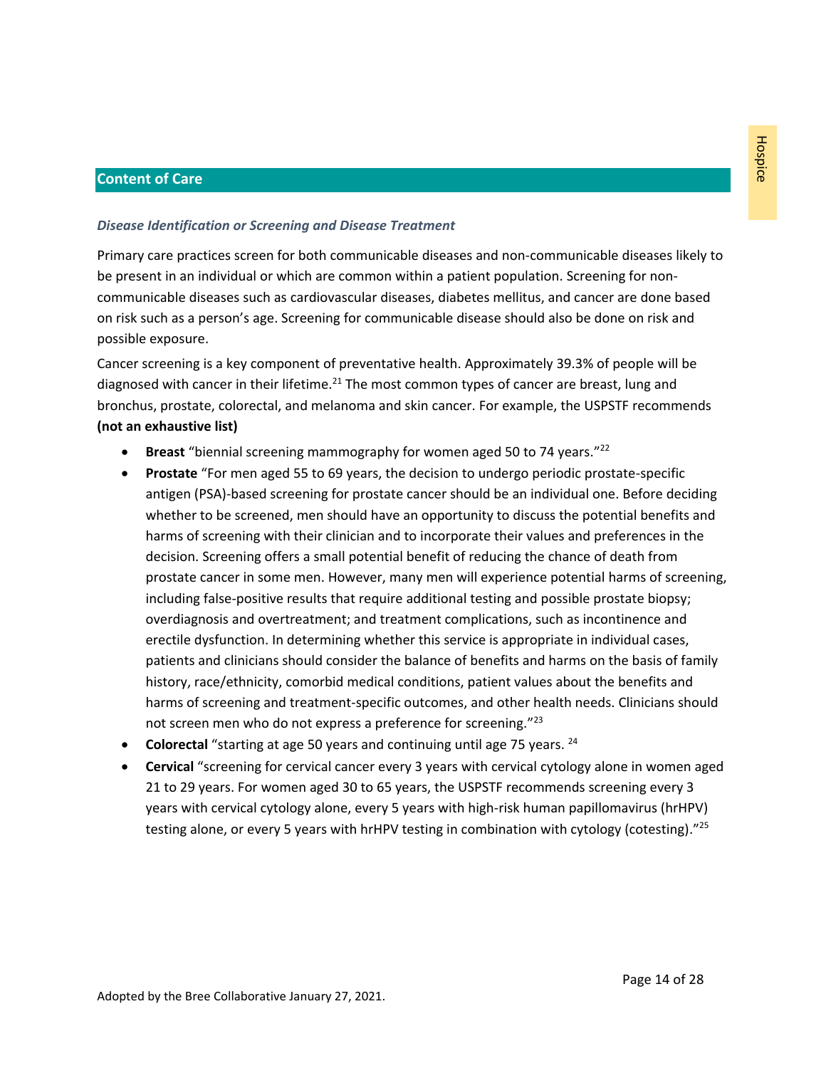## Content of Care

### *Disease Identification or Screening and Disease Treatment*

Primary care practices screen for both communicable diseases and non-communicable diseases likely to be present in an individual or which are common within a patient population. Screening for non-communicable diseases such as cardiovascular diseases, diabetes mellitus, and cancer are done based on risk such as a person's age. Screening for communicable disease should also be done on risk and possible exposure.

Cancer screening is a key component of preventative health. Approximately 39.3% of people will be diagnosed with cancer in their lifetime.[21] The most common types of cancer are breast, lung and bronchus, prostate, colorectal, and melanoma and skin cancer. For example, the USPSTF recommends **(not an exhaustive list)**

- **Breast** "biennial screening mammography for women aged 50 to 74 years."[22]
- **Prostate** "For men aged 55 to 69 years, the decision to undergo periodic prostate-specific antigen (PSA)-based screening for prostate cancer should be an individual one. Before deciding whether to be screened, men should have an opportunity to discuss the potential benefits and harms of screening with their clinician and to incorporate their values and preferences in the decision. Screening offers a small potential benefit of reducing the chance of death from prostate cancer in some men. However, many men will experience potential harms of screening, including false-positive results that require additional testing and possible prostate biopsy; overdiagnosis and overtreatment; and treatment complications, such as incontinence and erectile dysfunction. In determining whether this service is appropriate in individual cases, patients and clinicians should consider the balance of benefits and harms on the basis of family history, race/ethnicity, comorbid medical conditions, patient values about the benefits and harms of screening and treatment-specific outcomes, and other health needs. Clinicians should not screen men who do not express a preference for screening."[23]
- **Colorectal** "starting at age 50 years and continuing until age 75 years. [24]
- **Cervical** "screening for cervical cancer every 3 years with cervical cytology alone in women aged 21 to 29 years. For women aged 30 to 65 years, the USPSTF recommends screening every 3 years with cervical cytology alone, every 5 years with high-risk human papillomavirus (hrHPV) testing alone, or every 5 years with hrHPV testing in combination with cytology (cotesting)."[25]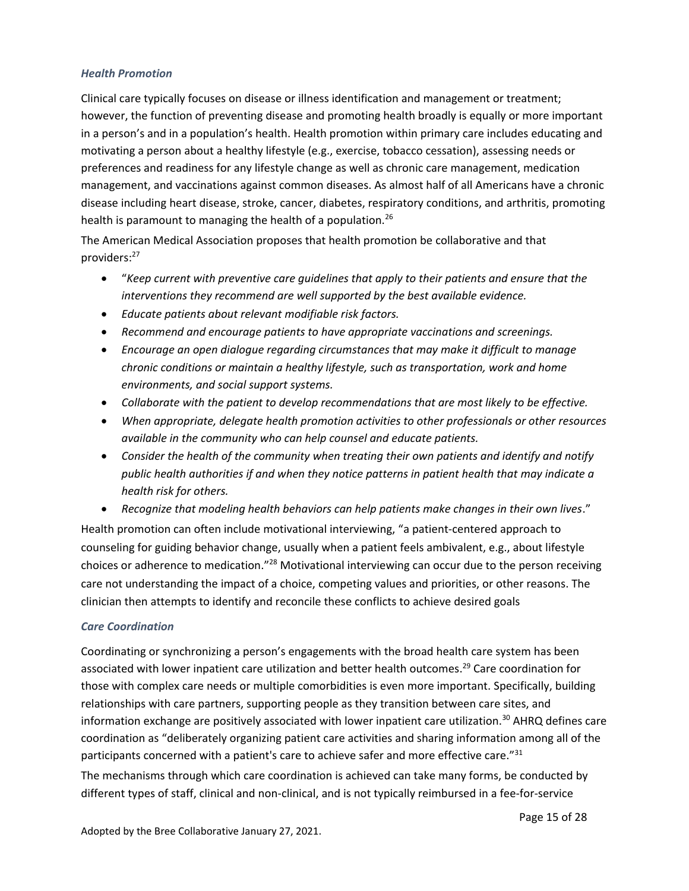### *Health Promotion*

Clinical care typically focuses on disease or illness identification and management or treatment; however, the function of preventing disease and promoting health broadly is equally or more important in a person's and in a population's health. Health promotion within primary care includes educating and motivating a person about a healthy lifestyle (e.g., exercise, tobacco cessation), assessing needs or preferences and readiness for any lifestyle change as well as chronic care management, medication management, and vaccinations against common diseases. As almost half of all Americans have a chronic disease including heart disease, stroke, cancer, diabetes, respiratory conditions, and arthritis, promoting health is paramount to managing the health of a population.[26]

The American Medical Association proposes that health promotion be collaborative and that providers:[27]

- "*Keep current with preventive care guidelines that apply to their patients and ensure that the interventions they recommend are well supported by the best available evidence.*
- *Educate patients about relevant modifiable risk factors.*
- *Recommend and encourage patients to have appropriate vaccinations and screenings.*
- *Encourage an open dialogue regarding circumstances that may make it difficult to manage chronic conditions or maintain a healthy lifestyle, such as transportation, work and home environments, and social support systems.*
- *Collaborate with the patient to develop recommendations that are most likely to be effective.*
- *When appropriate, delegate health promotion activities to other professionals or other resources available in the community who can help counsel and educate patients.*
- *Consider the health of the community when treating their own patients and identify and notify public health authorities if and when they notice patterns in patient health that may indicate a health risk for others.*
- *Recognize that modeling health behaviors can help patients make changes in their own lives*."

Health promotion can often include motivational interviewing, "a patient-centered approach to counseling for guiding behavior change, usually when a patient feels ambivalent, e.g., about lifestyle choices or adherence to medication."[28] Motivational interviewing can occur due to the person receiving care not understanding the impact of a choice, competing values and priorities, or other reasons. The clinician then attempts to identify and reconcile these conflicts to achieve desired goals

### *Care Coordination*

Coordinating or synchronizing a person's engagements with the broad health care system has been associated with lower inpatient care utilization and better health outcomes.[29] Care coordination for those with complex care needs or multiple comorbidities is even more important. Specifically, building relationships with care partners, supporting people as they transition between care sites, and information exchange are positively associated with lower inpatient care utilization.[30] AHRQ defines care coordination as "deliberately organizing patient care activities and sharing information among all of the participants concerned with a patient's care to achieve safer and more effective care."[31]

The mechanisms through which care coordination is achieved can take many forms, be conducted by different types of staff, clinical and non-clinical, and is not typically reimbursed in a fee-for-service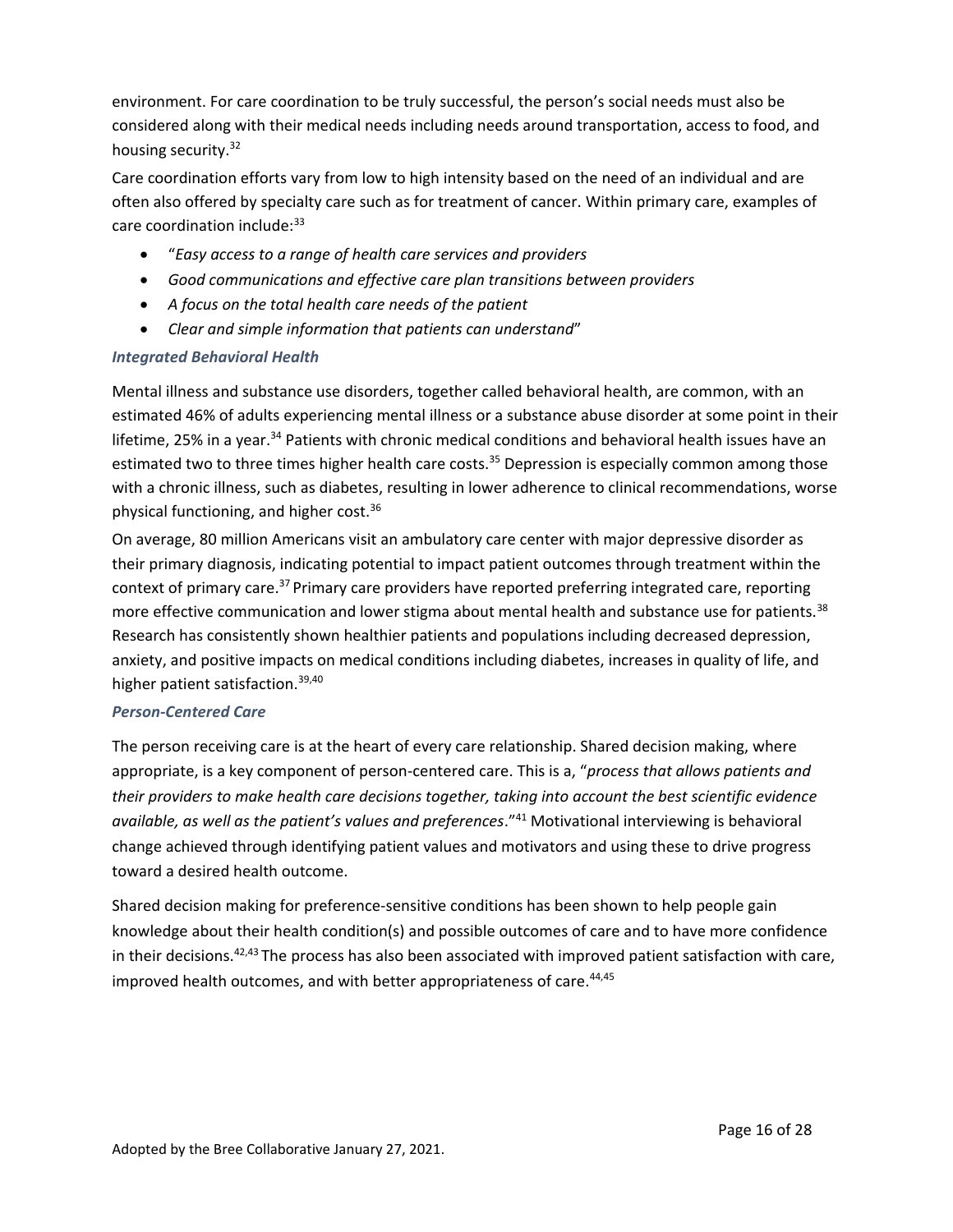environment. For care coordination to be truly successful, the person's social needs must also be considered along with their medical needs including needs around transportation, access to food, and housing security.[32]

Care coordination efforts vary from low to high intensity based on the need of an individual and are often also offered by specialty care such as for treatment of cancer. Within primary care, examples of care coordination include:[33]

- "*Easy access to a range of health care services and providers*
- *Good communications and effective care plan transitions between providers*
- *A focus on the total health care needs of the patient*
- *Clear and simple information that patients can understand*"

### *Integrated Behavioral Health*

Mental illness and substance use disorders, together called behavioral health, are common, with an estimated 46% of adults experiencing mental illness or a substance abuse disorder at some point in their lifetime, 25% in a year.[34] Patients with chronic medical conditions and behavioral health issues have an estimated two to three times higher health care costs.[35] Depression is especially common among those with a chronic illness, such as diabetes, resulting in lower adherence to clinical recommendations, worse physical functioning, and higher cost.[36]

On average, 80 million Americans visit an ambulatory care center with major depressive disorder as their primary diagnosis, indicating potential to impact patient outcomes through treatment within the context of primary care.[37] Primary care providers have reported preferring integrated care, reporting more effective communication and lower stigma about mental health and substance use for patients.[38] Research has consistently shown healthier patients and populations including decreased depression, anxiety, and positive impacts on medical conditions including diabetes, increases in quality of life, and higher patient satisfaction.[39,40]

### *Person-Centered Care*

The person receiving care is at the heart of every care relationship. Shared decision making, where appropriate, is a key component of person-centered care. This is a, "*process that allows patients and their providers to make health care decisions together, taking into account the best scientific evidence available, as well as the patient's values and preferences*."[41] Motivational interviewing is behavioral change achieved through identifying patient values and motivators and using these to drive progress toward a desired health outcome.

Shared decision making for preference-sensitive conditions has been shown to help people gain knowledge about their health condition(s) and possible outcomes of care and to have more confidence in their decisions.[42,43] The process has also been associated with improved patient satisfaction with care, improved health outcomes, and with better appropriateness of care.[44,45]

Adopted by the Bree Collaborative January 27, 2021.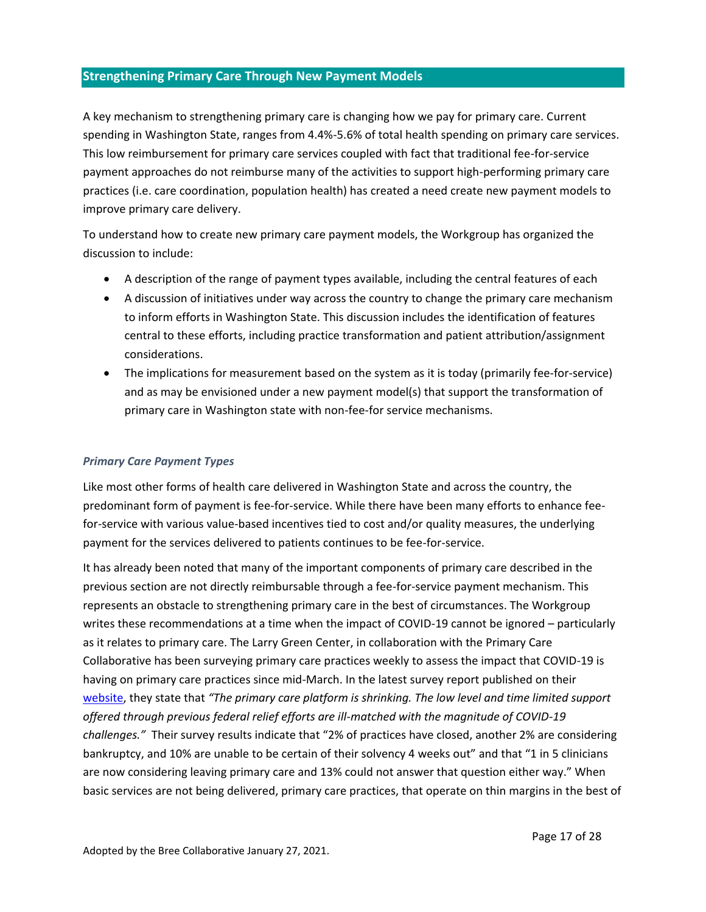## Strengthening Primary Care Through New Payment Models

A key mechanism to strengthening primary care is changing how we pay for primary care. Current spending in Washington State, ranges from 4.4%-5.6% of total health spending on primary care services. This low reimbursement for primary care services coupled with fact that traditional fee-for-service payment approaches do not reimburse many of the activities to support high-performing primary care practices (i.e. care coordination, population health) has created a need create new payment models to improve primary care delivery.

To understand how to create new primary care payment models, the Workgroup has organized the discussion to include:

- A description of the range of payment types available, including the central features of each
- A discussion of initiatives under way across the country to change the primary care mechanism to inform efforts in Washington State. This discussion includes the identification of features central to these efforts, including practice transformation and patient attribution/assignment considerations.
- The implications for measurement based on the system as it is today (primarily fee-for-service) and as may be envisioned under a new payment model(s) that support the transformation of primary care in Washington state with non-fee-for service mechanisms.

### *Primary Care Payment Types*

Like most other forms of health care delivered in Washington State and across the country, the predominant form of payment is fee-for-service. While there have been many efforts to enhance fee-for-service with various value-based incentives tied to cost and/or quality measures, the underlying payment for the services delivered to patients continues to be fee-for-service.

It has already been noted that many of the important components of primary care described in the previous section are not directly reimbursable through a fee-for-service payment mechanism. This represents an obstacle to strengthening primary care in the best of circumstances. The Workgroup writes these recommendations at a time when the impact of COVID-19 cannot be ignored – particularly as it relates to primary care. The Larry Green Center, in collaboration with the Primary Care Collaborative has been surveying primary care practices weekly to assess the impact that COVID-19 is having on primary care practices since mid-March. In the latest survey report published on their website, they state that *"The primary care platform is shrinking. The low level and time limited support offered through previous federal relief efforts are ill-matched with the magnitude of COVID-19 challenges."* Their survey results indicate that "2% of practices have closed, another 2% are considering bankruptcy, and 10% are unable to be certain of their solvency 4 weeks out" and that "1 in 5 clinicians are now considering leaving primary care and 13% could not answer that question either way." When basic services are not being delivered, primary care practices, that operate on thin margins in the best of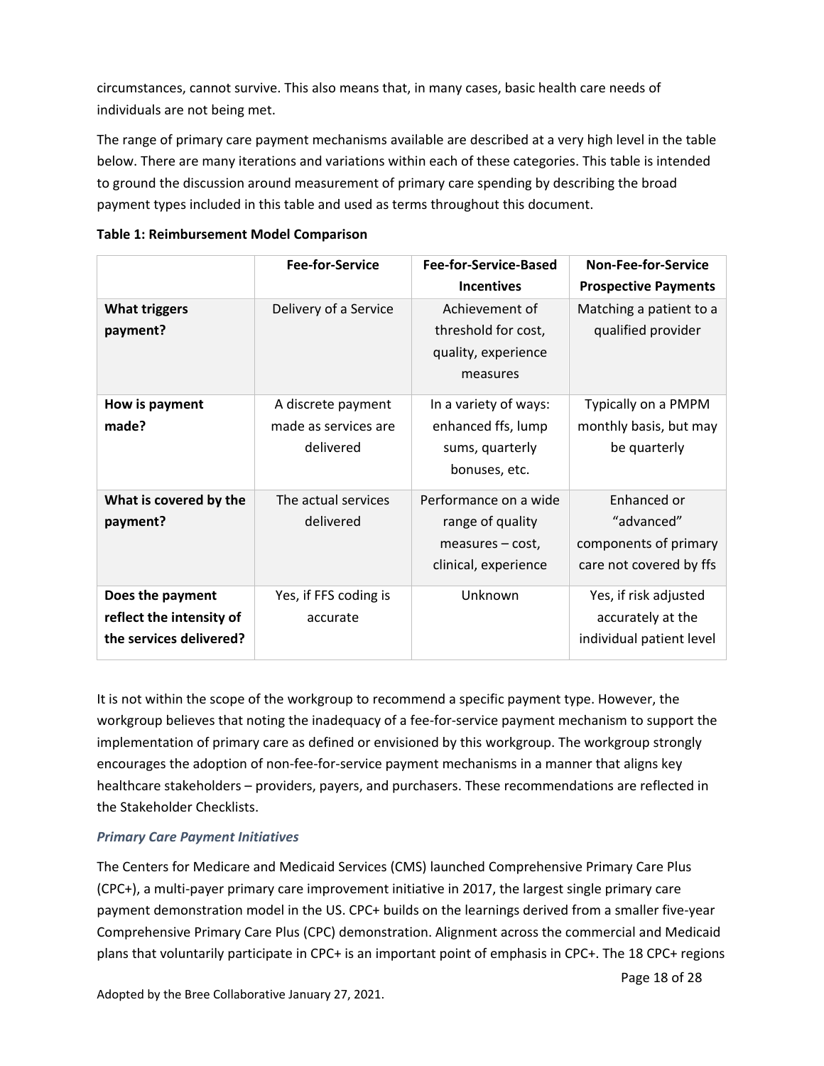circumstances, cannot survive. This also means that, in many cases, basic health care needs of individuals are not being met.

The range of primary care payment mechanisms available are described at a very high level in the table below. There are many iterations and variations within each of these categories. This table is intended to ground the discussion around measurement of primary care spending by describing the broad payment types included in this table and used as terms throughout this document.

**Table 1: Reimbursement Model Comparison**

| | Fee-for-Service | Fee-for-Service-Based Incentives | Non-Fee-for-Service Prospective Payments |
|---|---|---|---|
| **What triggers payment?** | Delivery of a Service | Achievement of threshold for cost, quality, experience measures | Matching a patient to a qualified provider |
| **How is payment made?** | A discrete payment made as services are delivered | In a variety of ways: enhanced ffs, lump sums, quarterly bonuses, etc. | Typically on a PMPM monthly basis, but may be quarterly |
| **What is covered by the payment?** | The actual services delivered | Performance on a wide range of quality measures – cost, clinical, experience | Enhanced or "advanced" components of primary care not covered by ffs |
| **Does the payment reflect the intensity of the services delivered?** | Yes, if FFS coding is accurate | Unknown | Yes, if risk adjusted accurately at the individual patient level |

It is not within the scope of the workgroup to recommend a specific payment type. However, the workgroup believes that noting the inadequacy of a fee-for-service payment mechanism to support the implementation of primary care as defined or envisioned by this workgroup. The workgroup strongly encourages the adoption of non-fee-for-service payment mechanisms in a manner that aligns key healthcare stakeholders – providers, payers, and purchasers. These recommendations are reflected in the Stakeholder Checklists.

### *Primary Care Payment Initiatives*

The Centers for Medicare and Medicaid Services (CMS) launched Comprehensive Primary Care Plus (CPC+), a multi-payer primary care improvement initiative in 2017, the largest single primary care payment demonstration model in the US. CPC+ builds on the learnings derived from a smaller five-year Comprehensive Primary Care Plus (CPC) demonstration. Alignment across the commercial and Medicaid plans that voluntarily participate in CPC+ is an important point of emphasis in CPC+. The 18 CPC+ regions

Adopted by the Bree Collaborative January 27, 2021.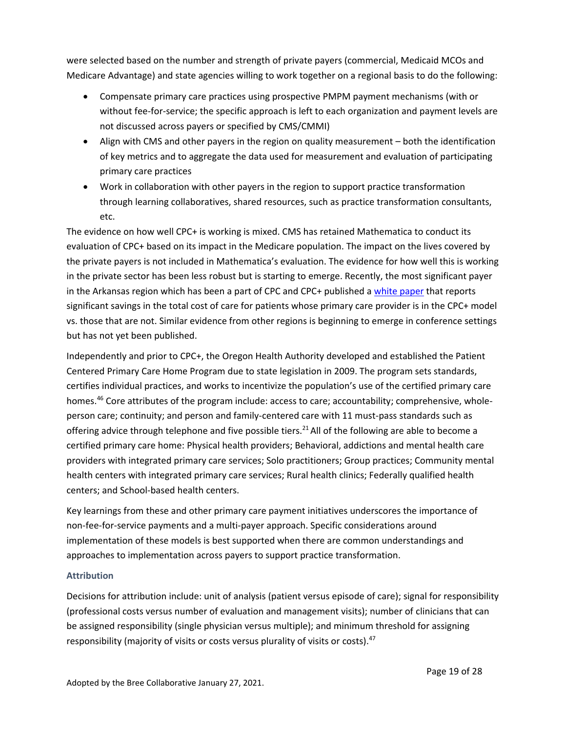were selected based on the number and strength of private payers (commercial, Medicaid MCOs and Medicare Advantage) and state agencies willing to work together on a regional basis to do the following:

- Compensate primary care practices using prospective PMPM payment mechanisms (with or without fee-for-service; the specific approach is left to each organization and payment levels are not discussed across payers or specified by CMS/CMMI)
- Align with CMS and other payers in the region on quality measurement – both the identification of key metrics and to aggregate the data used for measurement and evaluation of participating primary care practices
- Work in collaboration with other payers in the region to support practice transformation through learning collaboratives, shared resources, such as practice transformation consultants, etc.

The evidence on how well CPC+ is working is mixed. CMS has retained Mathematica to conduct its evaluation of CPC+ based on its impact in the Medicare population. The impact on the lives covered by the private payers is not included in Mathematica's evaluation. The evidence for how well this is working in the private sector has been less robust but is starting to emerge. Recently, the most significant payer in the Arkansas region which has been a part of CPC and CPC+ published a white paper that reports significant savings in the total cost of care for patients whose primary care provider is in the CPC+ model vs. those that are not. Similar evidence from other regions is beginning to emerge in conference settings but has not yet been published.

Independently and prior to CPC+, the Oregon Health Authority developed and established the Patient Centered Primary Care Home Program due to state legislation in 2009. The program sets standards, certifies individual practices, and works to incentivize the population's use of the certified primary care homes.[46] Core attributes of the program include: access to care; accountability; comprehensive, whole-person care; continuity; and person and family-centered care with 11 must-pass standards such as offering advice through telephone and five possible tiers.[21] All of the following are able to become a certified primary care home: Physical health providers; Behavioral, addictions and mental health care providers with integrated primary care services; Solo practitioners; Group practices; Community mental health centers with integrated primary care services; Rural health clinics; Federally qualified health centers; and School-based health centers.

Key learnings from these and other primary care payment initiatives underscores the importance of non-fee-for-service payments and a multi-payer approach. Specific considerations around implementation of these models is best supported when there are common understandings and approaches to implementation across payers to support practice transformation.

### Attribution

Decisions for attribution include: unit of analysis (patient versus episode of care); signal for responsibility (professional costs versus number of evaluation and management visits); number of clinicians that can be assigned responsibility (single physician versus multiple); and minimum threshold for assigning responsibility (majority of visits or costs versus plurality of visits or costs).[47]

Adopted by the Bree Collaborative January 27, 2021.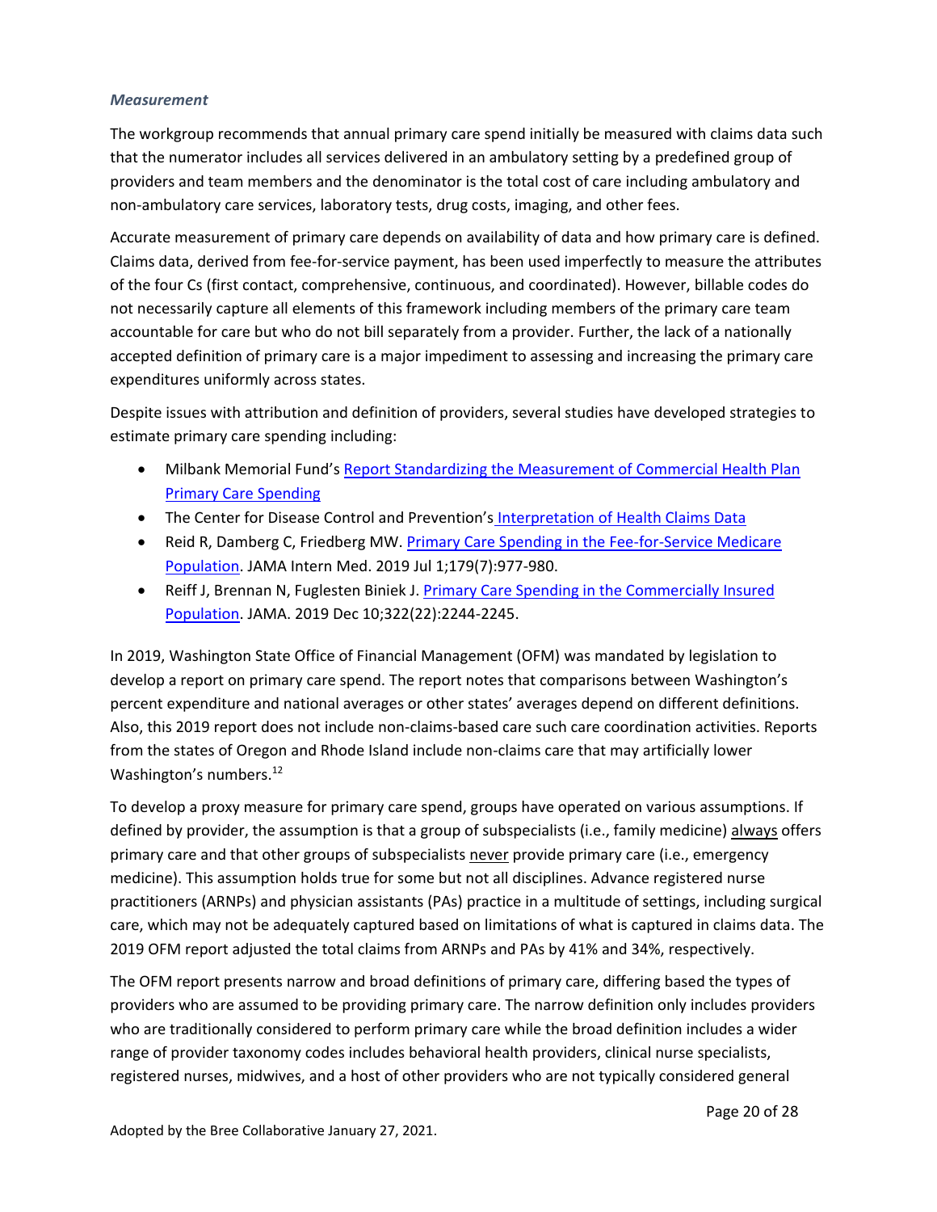### *Measurement*

The workgroup recommends that annual primary care spend initially be measured with claims data such that the numerator includes all services delivered in an ambulatory setting by a predefined group of providers and team members and the denominator is the total cost of care including ambulatory and non-ambulatory care services, laboratory tests, drug costs, imaging, and other fees.

Accurate measurement of primary care depends on availability of data and how primary care is defined. Claims data, derived from fee-for-service payment, has been used imperfectly to measure the attributes of the four Cs (first contact, comprehensive, continuous, and coordinated). However, billable codes do not necessarily capture all elements of this framework including members of the primary care team accountable for care but who do not bill separately from a provider. Further, the lack of a nationally accepted definition of primary care is a major impediment to assessing and increasing the primary care expenditures uniformly across states.

Despite issues with attribution and definition of providers, several studies have developed strategies to estimate primary care spending including:

- Milbank Memorial Fund's Report Standardizing the Measurement of Commercial Health Plan Primary Care Spending
- The Center for Disease Control and Prevention's Interpretation of Health Claims Data
- Reid R, Damberg C, Friedberg MW. Primary Care Spending in the Fee-for-Service Medicare Population. JAMA Intern Med. 2019 Jul 1;179(7):977-980.
- Reiff J, Brennan N, Fuglesten Biniek J. Primary Care Spending in the Commercially Insured Population. JAMA. 2019 Dec 10;322(22):2244-2245.

In 2019, Washington State Office of Financial Management (OFM) was mandated by legislation to develop a report on primary care spend. The report notes that comparisons between Washington's percent expenditure and national averages or other states' averages depend on different definitions. Also, this 2019 report does not include non-claims-based care such care coordination activities. Reports from the states of Oregon and Rhode Island include non-claims care that may artificially lower Washington's numbers.[12]

To develop a proxy measure for primary care spend, groups have operated on various assumptions. If defined by provider, the assumption is that a group of subspecialists (i.e., family medicine) always offers primary care and that other groups of subspecialists never provide primary care (i.e., emergency medicine). This assumption holds true for some but not all disciplines. Advance registered nurse practitioners (ARNPs) and physician assistants (PAs) practice in a multitude of settings, including surgical care, which may not be adequately captured based on limitations of what is captured in claims data. The 2019 OFM report adjusted the total claims from ARNPs and PAs by 41% and 34%, respectively.

The OFM report presents narrow and broad definitions of primary care, differing based the types of providers who are assumed to be providing primary care. The narrow definition only includes providers who are traditionally considered to perform primary care while the broad definition includes a wider range of provider taxonomy codes includes behavioral health providers, clinical nurse specialists, registered nurses, midwives, and a host of other providers who are not typically considered general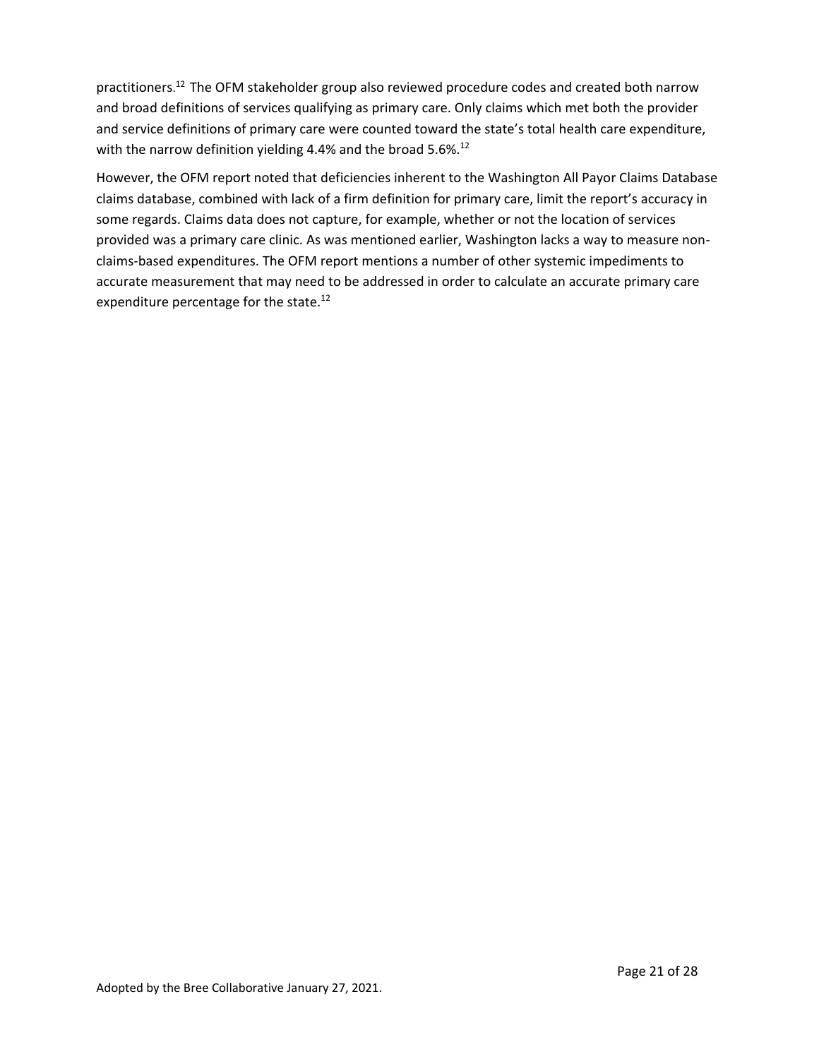practitioners.[12] The OFM stakeholder group also reviewed procedure codes and created both narrow and broad definitions of services qualifying as primary care. Only claims which met both the provider and service definitions of primary care were counted toward the state's total health care expenditure, with the narrow definition yielding 4.4% and the broad 5.6%.[12]

However, the OFM report noted that deficiencies inherent to the Washington All Payor Claims Database claims database, combined with lack of a firm definition for primary care, limit the report's accuracy in some regards. Claims data does not capture, for example, whether or not the location of services provided was a primary care clinic. As was mentioned earlier, Washington lacks a way to measure non-claims-based expenditures. The OFM report mentions a number of other systemic impediments to accurate measurement that may need to be addressed in order to calculate an accurate primary care expenditure percentage for the state.[12]

Adopted by the Bree Collaborative January 27, 2021.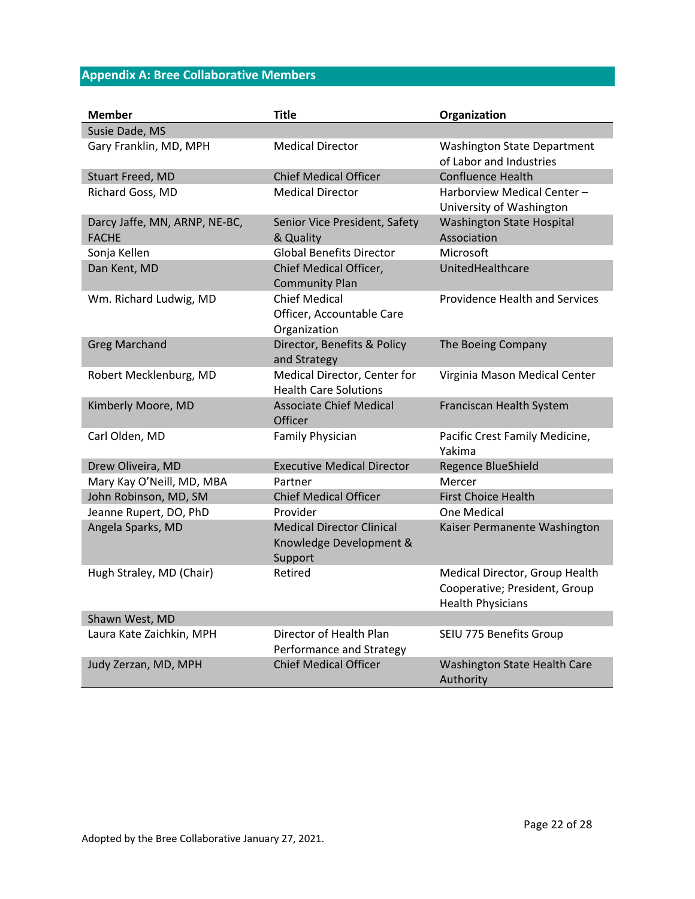## Appendix A: Bree Collaborative Members

| Member | Title | Organization |
|---|---|---|
| Susie Dade, MS | | |
| Gary Franklin, MD, MPH | Medical Director | Washington State Department of Labor and Industries |
| Stuart Freed, MD | Chief Medical Officer | Confluence Health |
| Richard Goss, MD | Medical Director | Harborview Medical Center – University of Washington |
| Darcy Jaffe, MN, ARNP, NE-BC, FACHE | Senior Vice President, Safety & Quality | Washington State Hospital Association |
| Sonja Kellen | Global Benefits Director | Microsoft |
| Dan Kent, MD | Chief Medical Officer, Community Plan | UnitedHealthcare |
| Wm. Richard Ludwig, MD | Chief Medical Officer, Accountable Care Organization | Providence Health and Services |
| Greg Marchand | Director, Benefits & Policy and Strategy | The Boeing Company |
| Robert Mecklenburg, MD | Medical Director, Center for Health Care Solutions | Virginia Mason Medical Center |
| Kimberly Moore, MD | Associate Chief Medical Officer | Franciscan Health System |
| Carl Olden, MD | Family Physician | Pacific Crest Family Medicine, Yakima |
| Drew Oliveira, MD | Executive Medical Director | Regence BlueShield |
| Mary Kay O'Neill, MD, MBA | Partner | Mercer |
| John Robinson, MD, SM | Chief Medical Officer | First Choice Health |
| Jeanne Rupert, DO, PhD | Provider | One Medical |
| Angela Sparks, MD | Medical Director Clinical Knowledge Development & Support | Kaiser Permanente Washington |
| Hugh Straley, MD (Chair) | Retired | Medical Director, Group Health Cooperative; President, Group Health Physicians |
| Shawn West, MD | | |
| Laura Kate Zaichkin, MPH | Director of Health Plan Performance and Strategy | SEIU 775 Benefits Group |
| Judy Zerzan, MD, MPH | Chief Medical Officer | Washington State Health Care Authority |

Adopted by the Bree Collaborative January 27, 2021.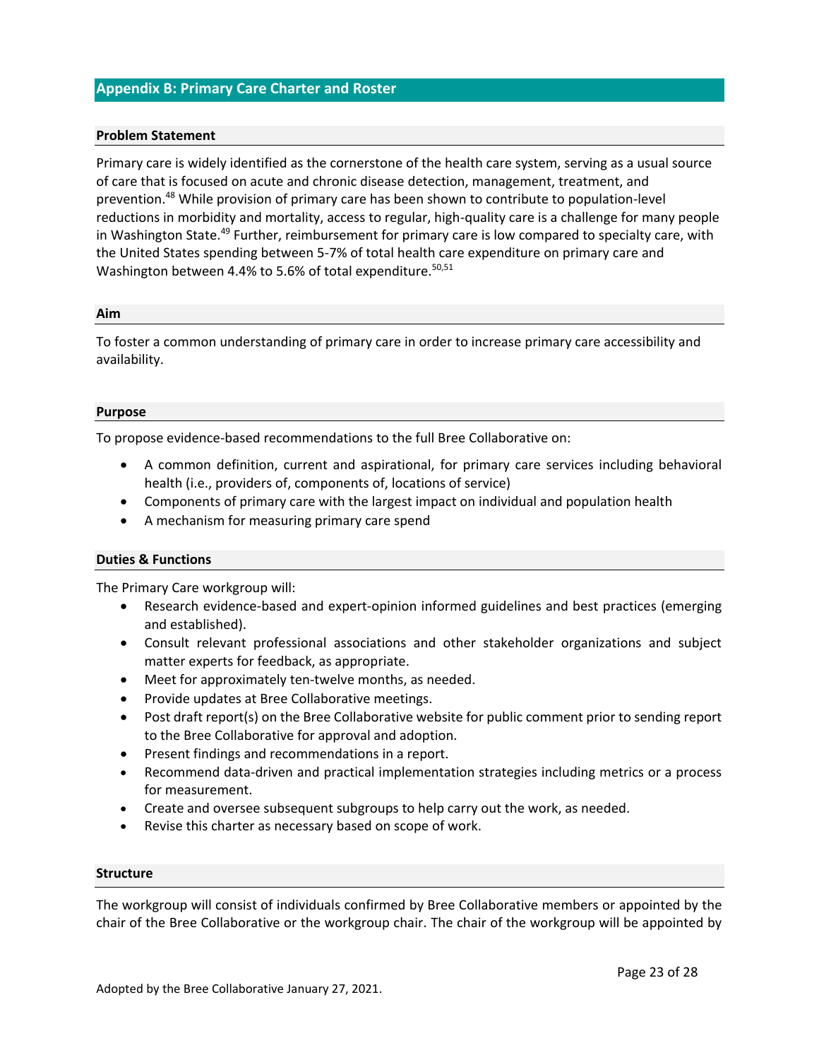## Appendix B: Primary Care Charter and Roster

### Problem Statement

Primary care is widely identified as the cornerstone of the health care system, serving as a usual source of care that is focused on acute and chronic disease detection, management, treatment, and prevention.[48] While provision of primary care has been shown to contribute to population-level reductions in morbidity and mortality, access to regular, high-quality care is a challenge for many people in Washington State.[49] Further, reimbursement for primary care is low compared to specialty care, with the United States spending between 5-7% of total health care expenditure on primary care and Washington between 4.4% to 5.6% of total expenditure.[50,51]

### Aim

To foster a common understanding of primary care in order to increase primary care accessibility and availability.

### Purpose

To propose evidence-based recommendations to the full Bree Collaborative on:

- A common definition, current and aspirational, for primary care services including behavioral health (i.e., providers of, components of, locations of service)
- Components of primary care with the largest impact on individual and population health
- A mechanism for measuring primary care spend

### Duties & Functions

The Primary Care workgroup will:

- Research evidence-based and expert-opinion informed guidelines and best practices (emerging and established).
- Consult relevant professional associations and other stakeholder organizations and subject matter experts for feedback, as appropriate.
- Meet for approximately ten-twelve months, as needed.
- Provide updates at Bree Collaborative meetings.
- Post draft report(s) on the Bree Collaborative website for public comment prior to sending report to the Bree Collaborative for approval and adoption.
- Present findings and recommendations in a report.
- Recommend data-driven and practical implementation strategies including metrics or a process for measurement.
- Create and oversee subsequent subgroups to help carry out the work, as needed.
- Revise this charter as necessary based on scope of work.

### Structure

The workgroup will consist of individuals confirmed by Bree Collaborative members or appointed by the chair of the Bree Collaborative or the workgroup chair. The chair of the workgroup will be appointed by

Adopted by the Bree Collaborative January 27, 2021.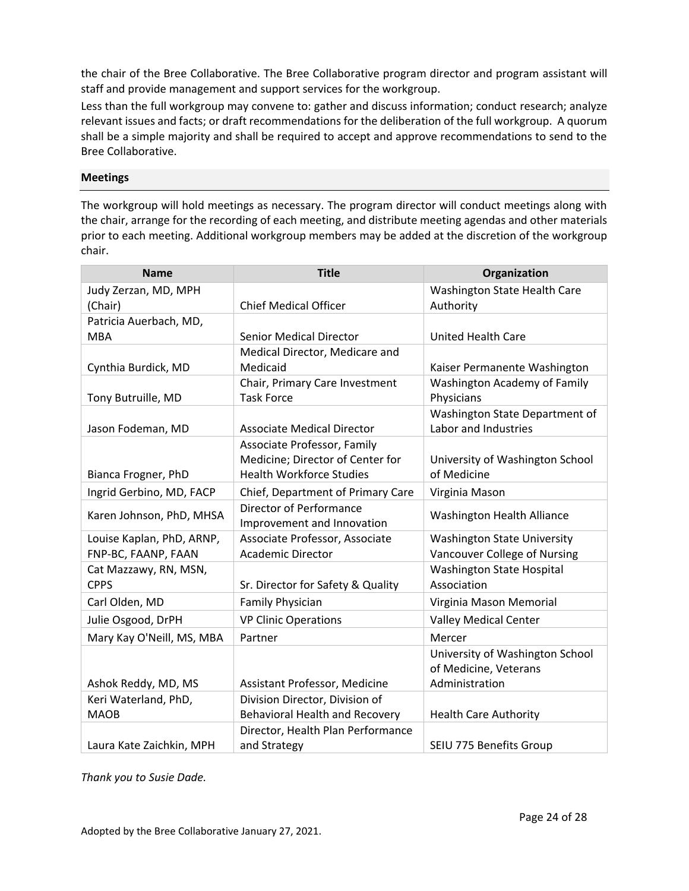the chair of the Bree Collaborative. The Bree Collaborative program director and program assistant will staff and provide management and support services for the workgroup.

Less than the full workgroup may convene to: gather and discuss information; conduct research; analyze relevant issues and facts; or draft recommendations for the deliberation of the full workgroup. A quorum shall be a simple majority and shall be required to accept and approve recommendations to send to the Bree Collaborative.

## Meetings

The workgroup will hold meetings as necessary. The program director will conduct meetings along with the chair, arrange for the recording of each meeting, and distribute meeting agendas and other materials prior to each meeting. Additional workgroup members may be added at the discretion of the workgroup chair.

| Name | Title | Organization |
| --- | --- | --- |
| Judy Zerzan, MD, MPH (Chair) | Chief Medical Officer | Washington State Health Care Authority |
| Patricia Auerbach, MD, MBA | Senior Medical Director | United Health Care |
| Cynthia Burdick, MD | Medical Director, Medicare and Medicaid | Kaiser Permanente Washington |
| Tony Butruille, MD | Chair, Primary Care Investment Task Force | Washington Academy of Family Physicians |
| Jason Fodeman, MD | Associate Medical Director | Washington State Department of Labor and Industries |
| Bianca Frogner, PhD | Associate Professor, Family Medicine; Director of Center for Health Workforce Studies | University of Washington School of Medicine |
| Ingrid Gerbino, MD, FACP | Chief, Department of Primary Care | Virginia Mason |
| Karen Johnson, PhD, MHSA | Director of Performance Improvement and Innovation | Washington Health Alliance |
| Louise Kaplan, PhD, ARNP, FNP-BC, FAANP, FAAN | Associate Professor, Associate Academic Director | Washington State University Vancouver College of Nursing |
| Cat Mazzawy, RN, MSN, CPPS | Sr. Director for Safety & Quality | Washington State Hospital Association |
| Carl Olden, MD | Family Physician | Virginia Mason Memorial |
| Julie Osgood, DrPH | VP Clinic Operations | Valley Medical Center |
| Mary Kay O'Neill, MS, MBA | Partner | Mercer |
| Ashok Reddy, MD, MS | Assistant Professor, Medicine | University of Washington School of Medicine, Veterans Administration |
| Keri Waterland, PhD, MAOB | Division Director, Division of Behavioral Health and Recovery | Health Care Authority |
| Laura Kate Zaichkin, MPH | Director, Health Plan Performance and Strategy | SEIU 775 Benefits Group |

*Thank you to Susie Dade.*

Adopted by the Bree Collaborative January 27, 2021.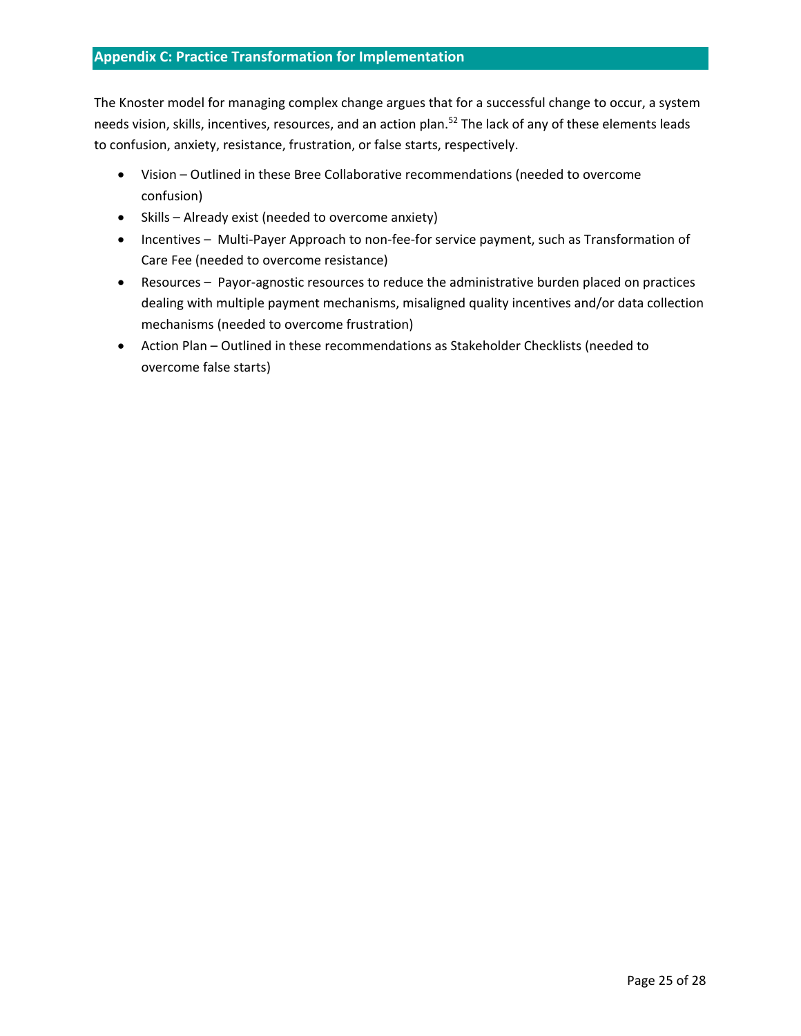## Appendix C: Practice Transformation for Implementation

The Knoster model for managing complex change argues that for a successful change to occur, a system needs vision, skills, incentives, resources, and an action plan.[52] The lack of any of these elements leads to confusion, anxiety, resistance, frustration, or false starts, respectively.

- Vision – Outlined in these Bree Collaborative recommendations (needed to overcome confusion)
- Skills – Already exist (needed to overcome anxiety)
- Incentives – Multi-Payer Approach to non-fee-for service payment, such as Transformation of Care Fee (needed to overcome resistance)
- Resources – Payor-agnostic resources to reduce the administrative burden placed on practices dealing with multiple payment mechanisms, misaligned quality incentives and/or data collection mechanisms (needed to overcome frustration)
- Action Plan – Outlined in these recommendations as Stakeholder Checklists (needed to overcome false starts)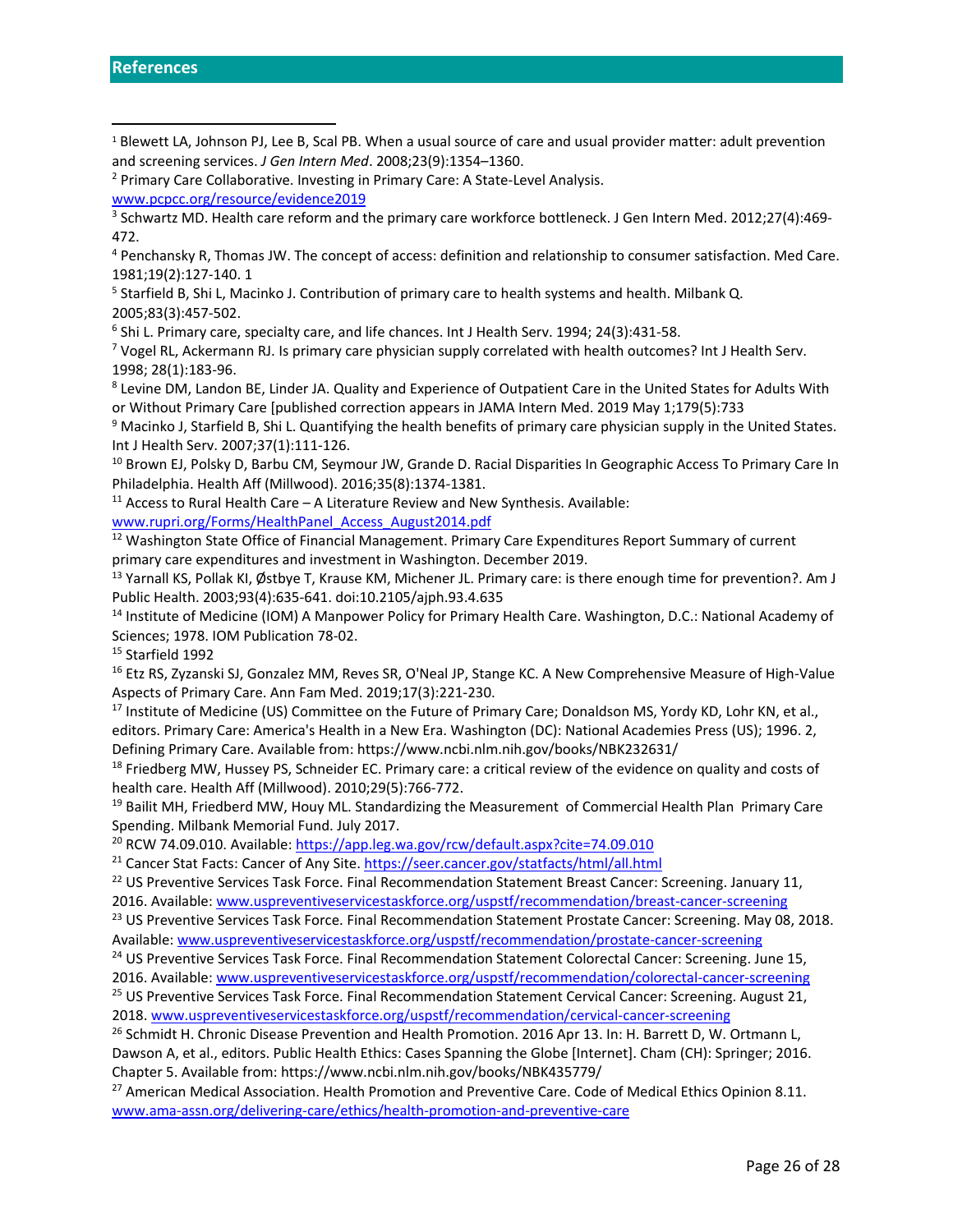## References

[1] Blewett LA, Johnson PJ, Lee B, Scal PB. When a usual source of care and usual provider matter: adult prevention and screening services. *J Gen Intern Med*. 2008;23(9):1354–1360.

[2] Primary Care Collaborative. Investing in Primary Care: A State-Level Analysis. www.pcpcc.org/resource/evidence2019

[3] Schwartz MD. Health care reform and the primary care workforce bottleneck. J Gen Intern Med. 2012;27(4):469-472.

[4] Penchansky R, Thomas JW. The concept of access: definition and relationship to consumer satisfaction. Med Care. 1981;19(2):127-140. 1

[5] Starfield B, Shi L, Macinko J. Contribution of primary care to health systems and health. Milbank Q. 2005;83(3):457-502.

[6] Shi L. Primary care, specialty care, and life chances. Int J Health Serv. 1994; 24(3):431-58.

[7] Vogel RL, Ackermann RJ. Is primary care physician supply correlated with health outcomes? Int J Health Serv. 1998; 28(1):183-96.

[8] Levine DM, Landon BE, Linder JA. Quality and Experience of Outpatient Care in the United States for Adults With or Without Primary Care [published correction appears in JAMA Intern Med. 2019 May 1;179(5):733

[9] Macinko J, Starfield B, Shi L. Quantifying the health benefits of primary care physician supply in the United States. Int J Health Serv. 2007;37(1):111-126.

[10] Brown EJ, Polsky D, Barbu CM, Seymour JW, Grande D. Racial Disparities In Geographic Access To Primary Care In Philadelphia. Health Aff (Millwood). 2016;35(8):1374-1381.

[11] Access to Rural Health Care – A Literature Review and New Synthesis. Available: www.rupri.org/Forms/HealthPanel_Access_August2014.pdf

[12] Washington State Office of Financial Management. Primary Care Expenditures Report Summary of current primary care expenditures and investment in Washington. December 2019.

[13] Yarnall KS, Pollak KI, Østbye T, Krause KM, Michener JL. Primary care: is there enough time for prevention?. Am J Public Health. 2003;93(4):635-641. doi:10.2105/ajph.93.4.635

[14] Institute of Medicine (IOM) A Manpower Policy for Primary Health Care. Washington, D.C.: National Academy of Sciences; 1978. IOM Publication 78-02.

[15] Starfield 1992

[16] Etz RS, Zyzanski SJ, Gonzalez MM, Reves SR, O'Neal JP, Stange KC. A New Comprehensive Measure of High-Value Aspects of Primary Care. Ann Fam Med. 2019;17(3):221-230.

[17] Institute of Medicine (US) Committee on the Future of Primary Care; Donaldson MS, Yordy KD, Lohr KN, et al., editors. Primary Care: America's Health in a New Era. Washington (DC): National Academies Press (US); 1996. 2, Defining Primary Care. Available from: https://www.ncbi.nlm.nih.gov/books/NBK232631/

[18] Friedberg MW, Hussey PS, Schneider EC. Primary care: a critical review of the evidence on quality and costs of health care. Health Aff (Millwood). 2010;29(5):766-772.

[19] Bailit MH, Friedberd MW, Houy ML. Standardizing the Measurement of Commercial Health Plan Primary Care Spending. Milbank Memorial Fund. July 2017.

[20] RCW 74.09.010. Available: https://app.leg.wa.gov/rcw/default.aspx?cite=74.09.010

[21] Cancer Stat Facts: Cancer of Any Site. https://seer.cancer.gov/statfacts/html/all.html

[22] US Preventive Services Task Force. Final Recommendation Statement Breast Cancer: Screening. January 11, 2016. Available: www.uspreventiveservicestaskforce.org/uspstf/recommendation/breast-cancer-screening

[23] US Preventive Services Task Force. Final Recommendation Statement Prostate Cancer: Screening. May 08, 2018. Available: www.uspreventiveservicestaskforce.org/uspstf/recommendation/prostate-cancer-screening

[24] US Preventive Services Task Force. Final Recommendation Statement Colorectal Cancer: Screening. June 15, 2016. Available: www.uspreventiveservicestaskforce.org/uspstf/recommendation/colorectal-cancer-screening

[25] US Preventive Services Task Force. Final Recommendation Statement Cervical Cancer: Screening. August 21, 2018. www.uspreventiveservicestaskforce.org/uspstf/recommendation/cervical-cancer-screening

[26] Schmidt H. Chronic Disease Prevention and Health Promotion. 2016 Apr 13. In: H. Barrett D, W. Ortmann L, Dawson A, et al., editors. Public Health Ethics: Cases Spanning the Globe [Internet]. Cham (CH): Springer; 2016. Chapter 5. Available from: https://www.ncbi.nlm.nih.gov/books/NBK435779/

[27] American Medical Association. Health Promotion and Preventive Care. Code of Medical Ethics Opinion 8.11. www.ama-assn.org/delivering-care/ethics/health-promotion-and-preventive-care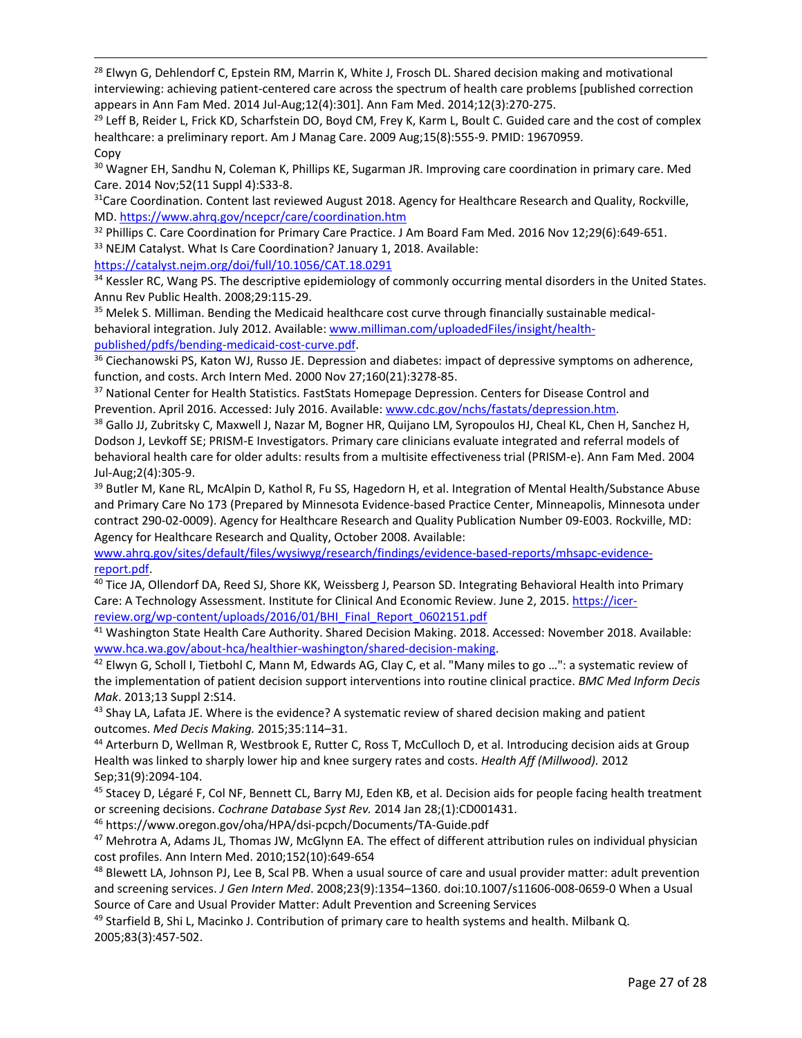[28] Elwyn G, Dehlendorf C, Epstein RM, Marrin K, White J, Frosch DL. Shared decision making and motivational interviewing: achieving patient-centered care across the spectrum of health care problems [published correction appears in Ann Fam Med. 2014 Jul-Aug;12(4):301]. Ann Fam Med. 2014;12(3):270-275.

[29] Leff B, Reider L, Frick KD, Scharfstein DO, Boyd CM, Frey K, Karm L, Boult C. Guided care and the cost of complex healthcare: a preliminary report. Am J Manag Care. 2009 Aug;15(8):555-9. PMID: 19670959.
Copy

[30] Wagner EH, Sandhu N, Coleman K, Phillips KE, Sugarman JR. Improving care coordination in primary care. Med Care. 2014 Nov;52(11 Suppl 4):S33-8.

[31]Care Coordination. Content last reviewed August 2018. Agency for Healthcare Research and Quality, Rockville, MD. https://www.ahrq.gov/ncepcr/care/coordination.htm

[32] Phillips C. Care Coordination for Primary Care Practice. J Am Board Fam Med. 2016 Nov 12;29(6):649-651.

[33] NEJM Catalyst. What Is Care Coordination? January 1, 2018. Available: https://catalyst.nejm.org/doi/full/10.1056/CAT.18.0291

[34] Kessler RC, Wang PS. The descriptive epidemiology of commonly occurring mental disorders in the United States. Annu Rev Public Health. 2008;29:115-29.

[35] Melek S. Milliman. Bending the Medicaid healthcare cost curve through financially sustainable medical-behavioral integration. July 2012. Available: www.milliman.com/uploadedFiles/insight/health-published/pdfs/bending-medicaid-cost-curve.pdf.

[36] Ciechanowski PS, Katon WJ, Russo JE. Depression and diabetes: impact of depressive symptoms on adherence, function, and costs. Arch Intern Med. 2000 Nov 27;160(21):3278-85.

[37] National Center for Health Statistics. FastStats Homepage Depression. Centers for Disease Control and Prevention. April 2016. Accessed: July 2016. Available: www.cdc.gov/nchs/fastats/depression.htm.

[38] Gallo JJ, Zubritsky C, Maxwell J, Nazar M, Bogner HR, Quijano LM, Syropoulos HJ, Cheal KL, Chen H, Sanchez H, Dodson J, Levkoff SE; PRISM-E Investigators. Primary care clinicians evaluate integrated and referral models of behavioral health care for older adults: results from a multisite effectiveness trial (PRISM-e). Ann Fam Med. 2004 Jul-Aug;2(4):305-9.

[39] Butler M, Kane RL, McAlpin D, Kathol R, Fu SS, Hagedorn H, et al. Integration of Mental Health/Substance Abuse and Primary Care No 173 (Prepared by Minnesota Evidence-based Practice Center, Minneapolis, Minnesota under contract 290-02-0009). Agency for Healthcare Research and Quality Publication Number 09-E003. Rockville, MD: Agency for Healthcare Research and Quality, October 2008. Available: www.ahrq.gov/sites/default/files/wysiwyg/research/findings/evidence-based-reports/mhsapc-evidence-report.pdf.

[40] Tice JA, Ollendorf DA, Reed SJ, Shore KK, Weissberg J, Pearson SD. Integrating Behavioral Health into Primary Care: A Technology Assessment. Institute for Clinical And Economic Review. June 2, 2015. https://icer-review.org/wp-content/uploads/2016/01/BHI_Final_Report_0602151.pdf

[41] Washington State Health Care Authority. Shared Decision Making. 2018. Accessed: November 2018. Available: www.hca.wa.gov/about-hca/healthier-washington/shared-decision-making.

[42] Elwyn G, Scholl I, Tietbohl C, Mann M, Edwards AG, Clay C, et al. "Many miles to go …": a systematic review of the implementation of patient decision support interventions into routine clinical practice. *BMC Med Inform Decis Mak*. 2013;13 Suppl 2:S14.

[43] Shay LA, Lafata JE. Where is the evidence? A systematic review of shared decision making and patient outcomes. *Med Decis Making.* 2015;35:114–31.

[44] Arterburn D, Wellman R, Westbrook E, Rutter C, Ross T, McCulloch D, et al. Introducing decision aids at Group Health was linked to sharply lower hip and knee surgery rates and costs. *Health Aff (Millwood).* 2012 Sep;31(9):2094-104.

[45] Stacey D, Légaré F, Col NF, Bennett CL, Barry MJ, Eden KB, et al. Decision aids for people facing health treatment or screening decisions. *Cochrane Database Syst Rev.* 2014 Jan 28;(1):CD001431.

[46] https://www.oregon.gov/oha/HPA/dsi-pcpch/Documents/TA-Guide.pdf

[47] Mehrotra A, Adams JL, Thomas JW, McGlynn EA. The effect of different attribution rules on individual physician cost profiles. Ann Intern Med. 2010;152(10):649-654

[48] Blewett LA, Johnson PJ, Lee B, Scal PB. When a usual source of care and usual provider matter: adult prevention and screening services. *J Gen Intern Med*. 2008;23(9):1354–1360. doi:10.1007/s11606-008-0659-0 When a Usual Source of Care and Usual Provider Matter: Adult Prevention and Screening Services

[49] Starfield B, Shi L, Macinko J. Contribution of primary care to health systems and health. Milbank Q. 2005;83(3):457-502.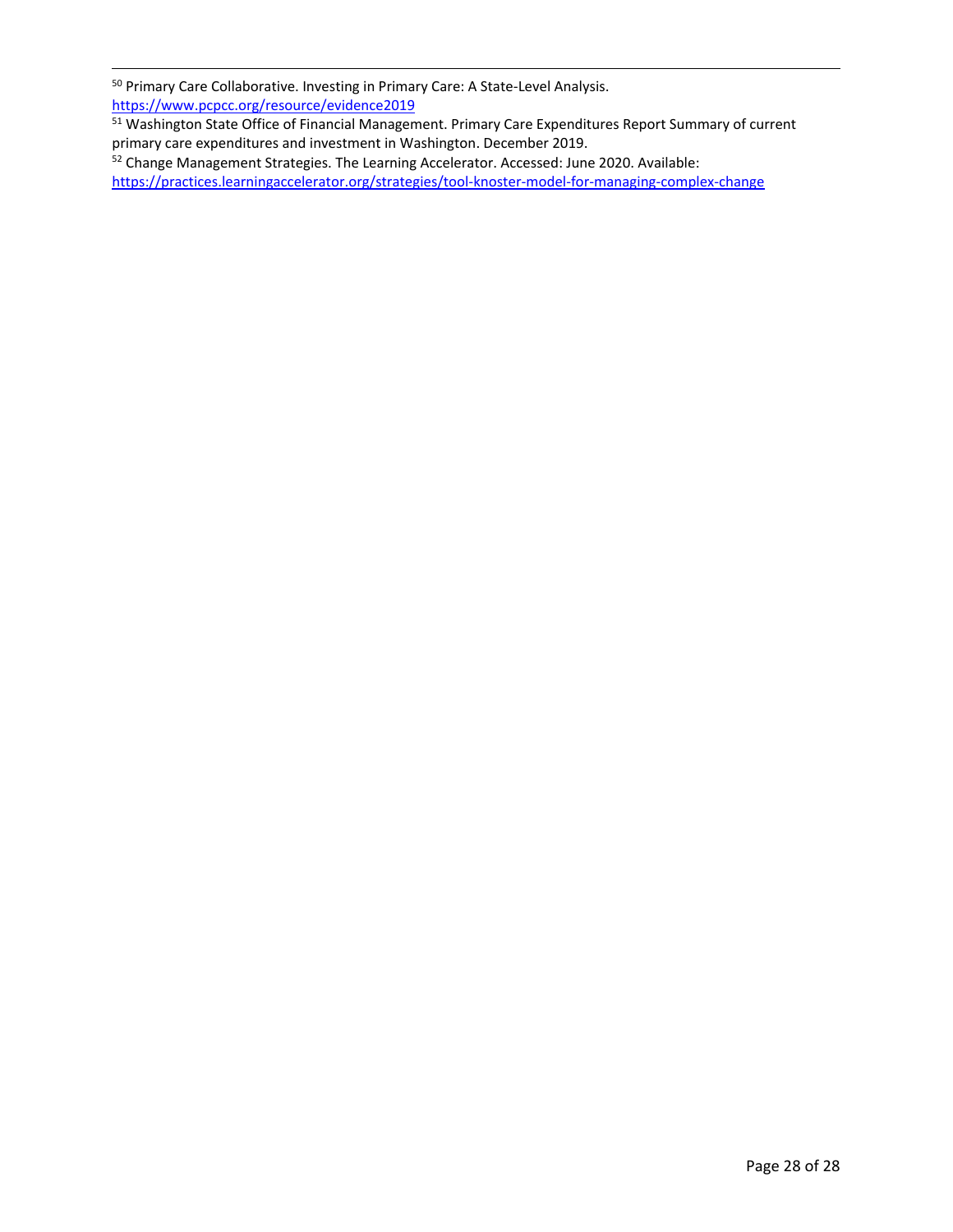[50] Primary Care Collaborative. Investing in Primary Care: A State-Level Analysis. https://www.pcpcc.org/resource/evidence2019

[51] Washington State Office of Financial Management. Primary Care Expenditures Report Summary of current primary care expenditures and investment in Washington. December 2019.

[52] Change Management Strategies. The Learning Accelerator. Accessed: June 2020. Available: https://practices.learningaccelerator.org/strategies/tool-knoster-model-for-managing-complex-change